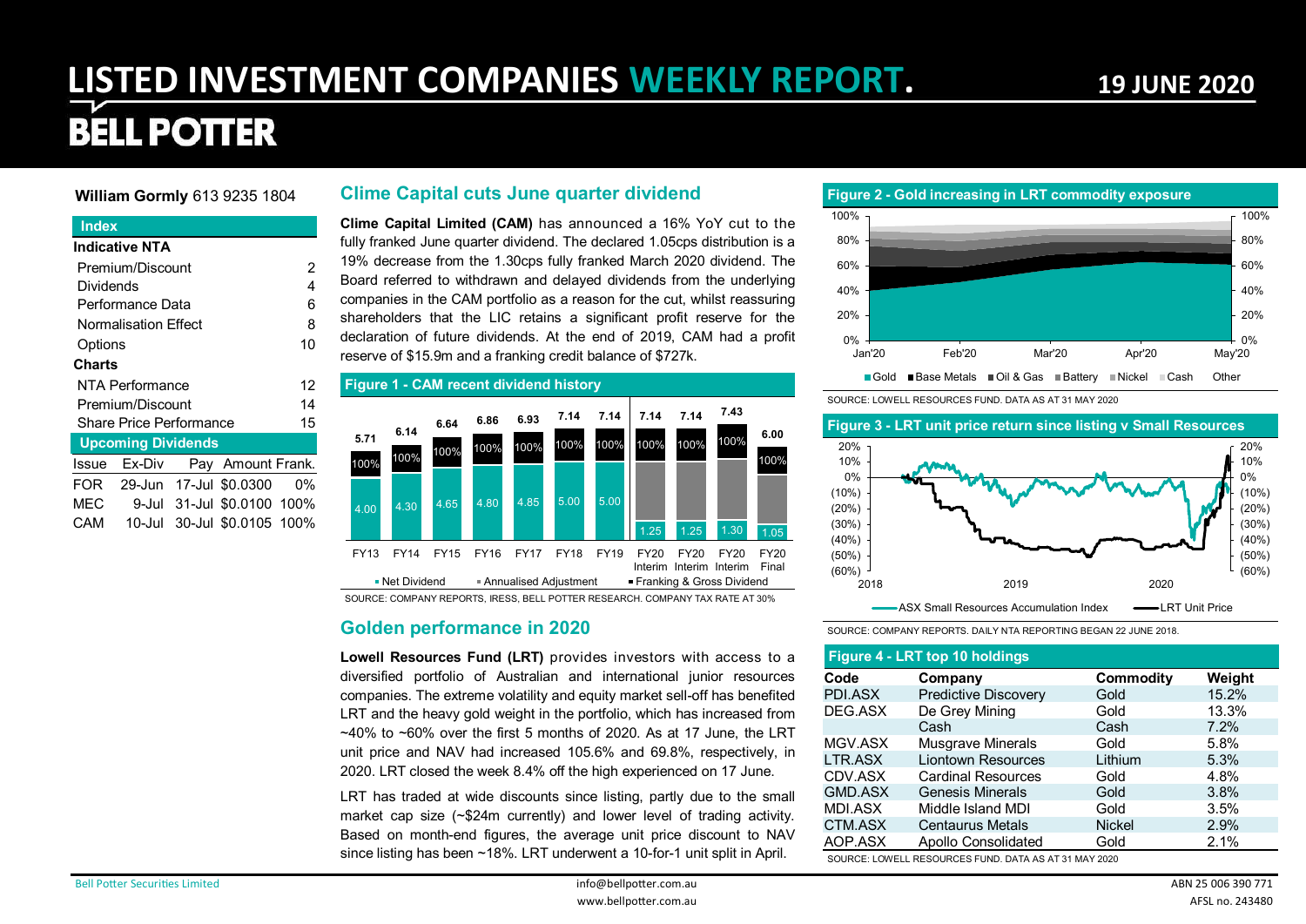# LISTED INVESTMENT COMPANIES WEEKLY REPORT.

**19 JUNE 2020**

**BELL POTTER**

**William Gormly** 613 9235 1804

**Index**

| Indicative NTA | |
|---|---|
| Premium/Discount | 2 |
| Dividends | 4 |
| Performance Data | 6 |
| Normalisation Effect | 8 |
| Options | 10 |
| **Charts** | |
| NTA Performance | 12 |
| Premium/Discount | 14 |
| Share Price Performance | 15 |

**Upcoming Dividends**

| Issue | Ex-Div | Pay | Amount | Frank. |
|---|---|---|---|---|
| FOR | 29-Jun | 17-Jul | $0.0300 | 0% |
| MEC | 9-Jul | 31-Jul | $0.0100 | 100% |
| CAM | 10-Jul | 30-Jul | $0.0105 | 100% |

## Clime Capital cuts June quarter dividend

**Clime Capital Limited (CAM)** has announced a 16% YoY cut to the fully franked June quarter dividend. The declared 1.05cps distribution is a 19% decrease from the 1.30cps fully franked March 2020 dividend. The Board referred to withdrawn and delayed dividends from the underlying companies in the CAM portfolio as a reason for the cut, whilst reassuring shareholders that the LIC retains a significant profit reserve for the declaration of future dividends. At the end of 2019, CAM had a profit reserve of $15.9m and a franking credit balance of $727k.

**Figure 1 - CAM recent dividend history**

| | FY13 | FY14 | FY15 | FY16 | FY17 | FY18 | FY19 | FY20 Interim | FY20 Interim | FY20 Interim | FY20 Final |
|---|---|---|---|---|---|---|---|---|---|---|---|
| Net Dividend | 4.00 | 4.30 | 4.65 | 4.80 | 4.85 | 5.00 | 5.00 | 1.25 | 1.25 | 1.30 | 1.05 |
| Franking | 100% | 100% | 100% | 100% | 100% | 100% | 100% | 100% | 100% | 100% | 100% |
| Gross Dividend | 5.71 | 6.14 | 6.64 | 6.86 | 6.93 | 7.14 | 7.14 | 7.14 | 7.14 | 7.43 | 6.00 |

▪ Net Dividend ▪ Annualised Adjustment ▪ Franking & Gross Dividend

SOURCE: COMPANY REPORTS, IRESS, BELL POTTER RESEARCH. COMPANY TAX RATE AT 30%

## Golden performance in 2020

**Lowell Resources Fund (LRT)** provides investors with access to a diversified portfolio of Australian and international junior resources companies. The extreme volatility and equity market sell-off has benefited LRT and the heavy gold weight in the portfolio, which has increased from ~40% to ~60% over the first 5 months of 2020. As at 17 June, the LRT unit price and NAV had increased 105.6% and 69.8%, respectively, in 2020. LRT closed the week 8.4% off the high experienced on 17 June.

LRT has traded at wide discounts since listing, partly due to the small market cap size (~$24m currently) and lower level of trading activity. Based on month-end figures, the average unit price discount to NAV since listing has been ~18%. LRT underwent a 10-for-1 unit split in April.

**Figure 2 - Gold increasing in LRT commodity exposure**

Legend: Gold, Base Metals, Oil & Gas, Battery, Nickel, Cash, Other (Jan'20 – May'20, 0%–100%)

SOURCE: LOWELL RESOURCES FUND. DATA AS AT 31 MAY 2020

**Figure 3 - LRT unit price return since listing v Small Resources**

Legend: ASX Small Resources Accumulation Index, LRT Unit Price (2018 – 2020, (60%)–20%)

SOURCE: COMPANY REPORTS. DAILY NTA REPORTING BEGAN 22 JUNE 2018.

**Figure 4 - LRT top 10 holdings**

| Code | Company | Commodity | Weight |
|---|---|---|---|
| PDI.ASX | Predictive Discovery | Gold | 15.2% |
| DEG.ASX | De Grey Mining | Gold | 13.3% |
| | Cash | Cash | 7.2% |
| MGV.ASX | Musgrave Minerals | Gold | 5.8% |
| LTR.ASX | Liontown Resources | Lithium | 5.3% |
| CDV.ASX | Cardinal Resources | Gold | 4.8% |
| GMD.ASX | Genesis Minerals | Gold | 3.8% |
| MDI.ASX | Middle Island MDI | Gold | 3.5% |
| CTM.ASX | Centaurus Metals | Nickel | 2.9% |
| AOP.ASX | Apollo Consolidated | Gold | 2.1% |

SOURCE: LOWELL RESOURCES FUND. DATA AS AT 31 MAY 2020

Bell Potter Securities Limited | info@bellpotter.com.au | www.bellpotter.com.au | ABN 25 006 390 771 | AFSL no. 243480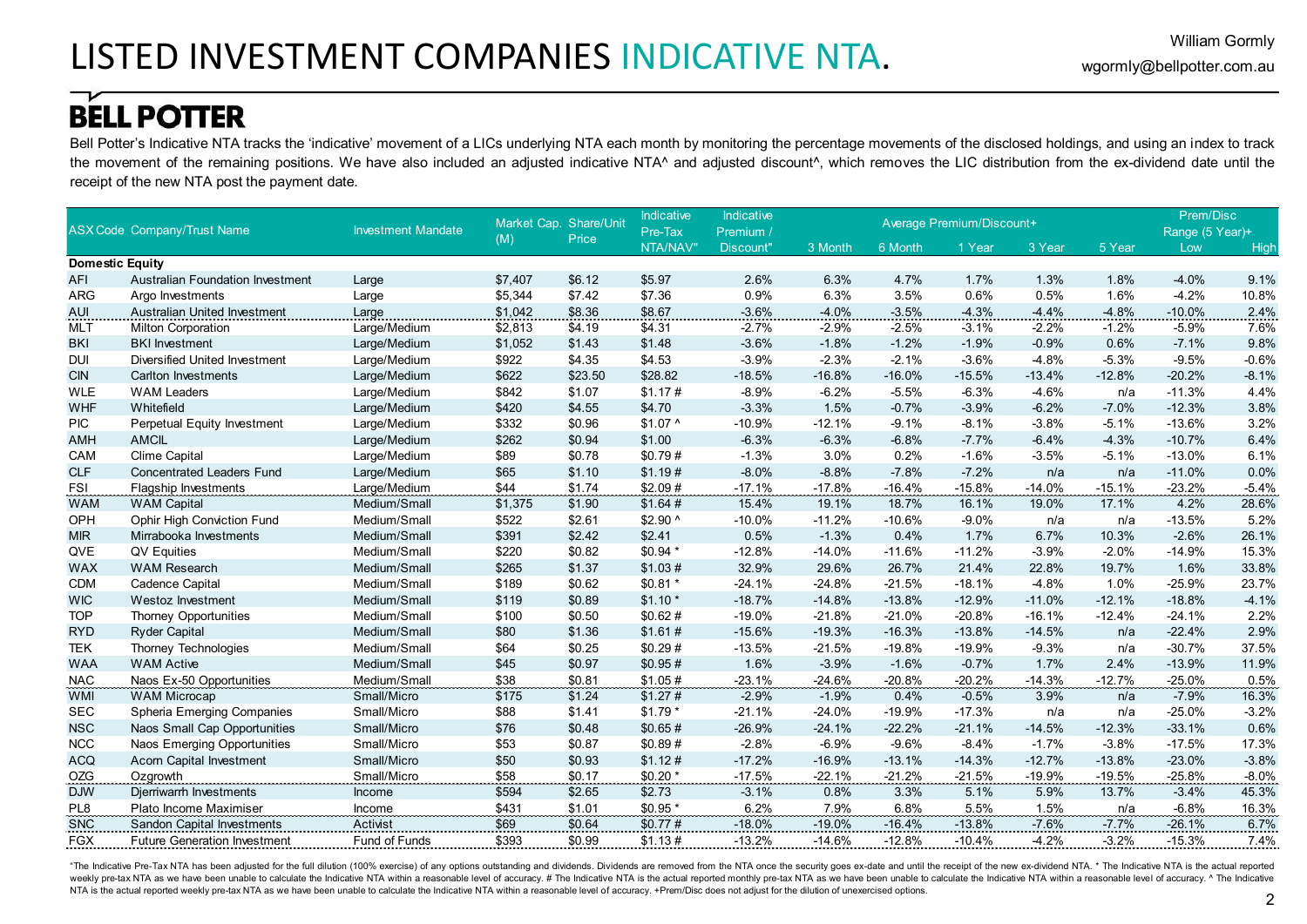# LISTED INVESTMENT COMPANIES INDICATIVE NTA.

William Gormly
wgormly@bellpotter.com.au

**BELL POTTER**

Bell Potter's Indicative NTA tracks the 'indicative' movement of a LICs underlying NTA each month by monitoring the percentage movements of the disclosed holdings, and using an index to track the movement of the remaining positions. We have also included an adjusted indicative NTA^ and adjusted discount^, which removes the LIC distribution from the ex-dividend date until the receipt of the new NTA post the payment date.

| ASX Code | Company/Trust Name | Investment Mandate | Market Cap. (M) | Share/Unit Price | Indicative Pre-Tax NTA/NAV" | Indicative Premium / Discount" | Average Premium/Discount+ | | | | | Prem/Disc Range (5 Year)+ | |
|---|---|---|---|---|---|---|---|---|---|---|---|---|---|
| | | | | | | | 3 Month | 6 Month | 1 Year | 3 Year | 5 Year | Low | High |
| **Domestic Equity** | | | | | | | | | | | | | |
| AFI | Australian Foundation Investment | Large | $7,407 | $6.12 | $5.97 | 2.6% | 6.3% | 4.7% | 1.7% | 1.3% | 1.8% | -4.0% | 9.1% |
| ARG | Argo Investments | Large | $5,344 | $7.42 | $7.36 | 0.9% | 6.3% | 3.5% | 0.6% | 0.5% | 1.6% | -4.2% | 10.8% |
| AUI | Australian United Investment | Large | $1,042 | $8.36 | $8.67 | -3.6% | -4.0% | -3.5% | -4.3% | -4.4% | -4.8% | -10.0% | 2.4% |
| MLT | Milton Corporation | Large/Medium | $2,813 | $4.19 | $4.31 | -2.7% | -2.9% | -2.5% | -3.1% | -2.2% | -1.2% | -5.9% | 7.6% |
| BKI | BKI Investment | Large/Medium | $1,052 | $1.43 | $1.48 | -3.6% | -1.8% | -1.2% | -1.9% | -0.9% | 0.6% | -7.1% | 9.8% |
| DUI | Diversified United Investment | Large/Medium | $922 | $4.35 | $4.53 | -3.9% | -2.3% | -2.1% | -3.6% | -4.8% | -5.3% | -9.5% | -0.6% |
| CIN | Carlton Investments | Large/Medium | $622 | $23.50 | $28.82 | -18.5% | -16.8% | -16.0% | -15.5% | -13.4% | -12.8% | -20.2% | -8.1% |
| WLE | WAM Leaders | Large/Medium | $842 | $1.07 | $1.17 # | -8.9% | -6.2% | -5.5% | -6.3% | -4.6% | n/a | -11.3% | 4.4% |
| WHF | Whitefield | Large/Medium | $420 | $4.55 | $4.70 | -3.3% | 1.5% | -0.7% | -3.9% | -6.2% | -7.0% | -12.3% | 3.8% |
| PIC | Perpetual Equity Investment | Large/Medium | $332 | $0.96 | $1.07 ^ | -10.9% | -12.1% | -9.1% | -8.1% | -3.8% | -5.1% | -13.6% | 3.2% |
| AMH | AMCIL | Large/Medium | $262 | $0.94 | $1.00 | -6.3% | -6.3% | -6.8% | -7.7% | -6.4% | -4.3% | -10.7% | 6.4% |
| CAM | Clime Capital | Large/Medium | $89 | $0.78 | $0.79 # | -1.3% | 3.0% | 0.2% | -1.6% | -3.5% | -5.1% | -13.0% | 6.1% |
| CLF | Concentrated Leaders Fund | Large/Medium | $65 | $1.10 | $1.19 # | -8.0% | -8.8% | -7.8% | -7.2% | n/a | n/a | -11.0% | 0.0% |
| FSI | Flagship Investments | Large/Medium | $44 | $1.74 | $2.09 # | -17.1% | -17.8% | -16.4% | -15.8% | -14.0% | -15.1% | -23.2% | -5.4% |
| WAM | WAM Capital | Medium/Small | $1,375 | $1.90 | $1.64 # | 15.4% | 19.1% | 18.7% | 16.1% | 19.0% | 17.1% | 4.2% | 28.6% |
| OPH | Ophir High Conviction Fund | Medium/Small | $522 | $2.61 | $2.90 ^ | -10.0% | -11.2% | -10.6% | -9.0% | n/a | n/a | -13.5% | 5.2% |
| MIR | Mirrabooka Investments | Medium/Small | $391 | $2.42 | $2.41 | 0.5% | -1.3% | 0.4% | 1.7% | 6.7% | 10.3% | -2.6% | 26.1% |
| QVE | QV Equities | Medium/Small | $220 | $0.82 | $0.94 * | -12.8% | -14.0% | -11.6% | -11.2% | -3.9% | -2.0% | -14.9% | 15.3% |
| WAX | WAM Research | Medium/Small | $265 | $1.37 | $1.03 # | 32.9% | 29.6% | 26.7% | 21.4% | 22.8% | 19.7% | 1.6% | 33.8% |
| CDM | Cadence Capital | Medium/Small | $189 | $0.62 | $0.81 * | -24.1% | -24.8% | -21.5% | -18.1% | -4.8% | 1.0% | -25.9% | 23.7% |
| WIC | Westoz Investment | Medium/Small | $119 | $0.89 | $1.10 * | -18.7% | -14.8% | -13.8% | -12.9% | -11.0% | -12.1% | -18.8% | -4.1% |
| TOP | Thorney Opportunities | Medium/Small | $100 | $0.50 | $0.62 # | -19.0% | -21.8% | -21.0% | -20.8% | -16.1% | -12.4% | -24.1% | 2.2% |
| RYD | Ryder Capital | Medium/Small | $80 | $1.36 | $1.61 # | -15.6% | -19.3% | -16.3% | -13.8% | -14.5% | n/a | -22.4% | 2.9% |
| TEK | Thorney Technologies | Medium/Small | $64 | $0.25 | $0.29 # | -13.5% | -21.5% | -19.8% | -19.9% | -9.3% | n/a | -30.7% | 37.5% |
| WAA | WAM Active | Medium/Small | $45 | $0.97 | $0.95 # | 1.6% | -3.9% | -1.6% | -0.7% | 1.7% | 2.4% | -13.9% | 11.9% |
| NAC | Naos Ex-50 Opportunities | Medium/Small | $38 | $0.81 | $1.05 # | -23.1% | -24.6% | -20.8% | -20.2% | -14.3% | -12.7% | -25.0% | 0.5% |
| WMI | WAM Microcap | Small/Micro | $175 | $1.24 | $1.27 # | -2.9% | -1.9% | 0.4% | -0.5% | 3.9% | n/a | -7.9% | 16.3% |
| SEC | Spheria Emerging Companies | Small/Micro | $88 | $1.41 | $1.79 * | -21.1% | -24.0% | -19.9% | -17.3% | n/a | n/a | -25.0% | -3.2% |
| NSC | Naos Small Cap Opportunities | Small/Micro | $76 | $0.48 | $0.65 # | -26.9% | -24.1% | -22.2% | -21.1% | -14.5% | -12.3% | -33.1% | 0.6% |
| NCC | Naos Emerging Opportunities | Small/Micro | $53 | $0.87 | $0.89 # | -2.8% | -6.9% | -9.6% | -8.4% | -1.7% | -3.8% | -17.5% | 17.3% |
| ACQ | Acorn Capital Investment | Small/Micro | $50 | $0.93 | $1.12 # | -17.2% | -16.9% | -13.1% | -14.3% | -12.7% | -13.8% | -23.0% | -3.8% |
| OZG | Ozgrowth | Small/Micro | $58 | $0.17 | $0.20 * | -17.5% | -22.1% | -21.2% | -21.5% | -19.9% | -19.5% | -25.8% | -8.0% |
| DJW | Djerriwarrh Investments | Income | $594 | $2.65 | $2.73 | -3.1% | 0.8% | 3.3% | 5.1% | 5.9% | 13.7% | -3.4% | 45.3% |
| PL8 | Plato Income Maximiser | Income | $431 | $1.01 | $0.95 * | 6.2% | 7.9% | 6.8% | 5.5% | 1.5% | n/a | -6.8% | 16.3% |
| SNC | Sandon Capital Investments | Activist | $69 | $0.64 | $0.77 # | -18.0% | -19.0% | -16.4% | -13.8% | -7.6% | -7.7% | -26.1% | 6.7% |
| FGX | Future Generation Investment | Fund of Funds | $393 | $0.99 | $1.13 # | -13.2% | -14.6% | -12.8% | -10.4% | -4.2% | -3.2% | -15.3% | 7.4% |

"The Indicative Pre-Tax NTA has been adjusted for the full dilution (100% exercise) of any options outstanding and dividends. Dividends are removed from the NTA once the security goes ex-date and until the receipt of the new ex-dividend NTA. * The Indicative NTA is the actual reported weekly pre-tax NTA as we have been unable to calculate the Indicative NTA within a reasonable level of accuracy. # The Indicative NTA is the actual reported monthly pre-tax NTA as we have been unable to calculate the Indicative NTA within a reasonable level of accuracy. ^ The Indicative NTA is the actual reported weekly pre-tax NTA as we have been unable to calculate the Indicative NTA within a reasonable level of accuracy. +Prem/Disc does not adjust for the dilution of unexercised options.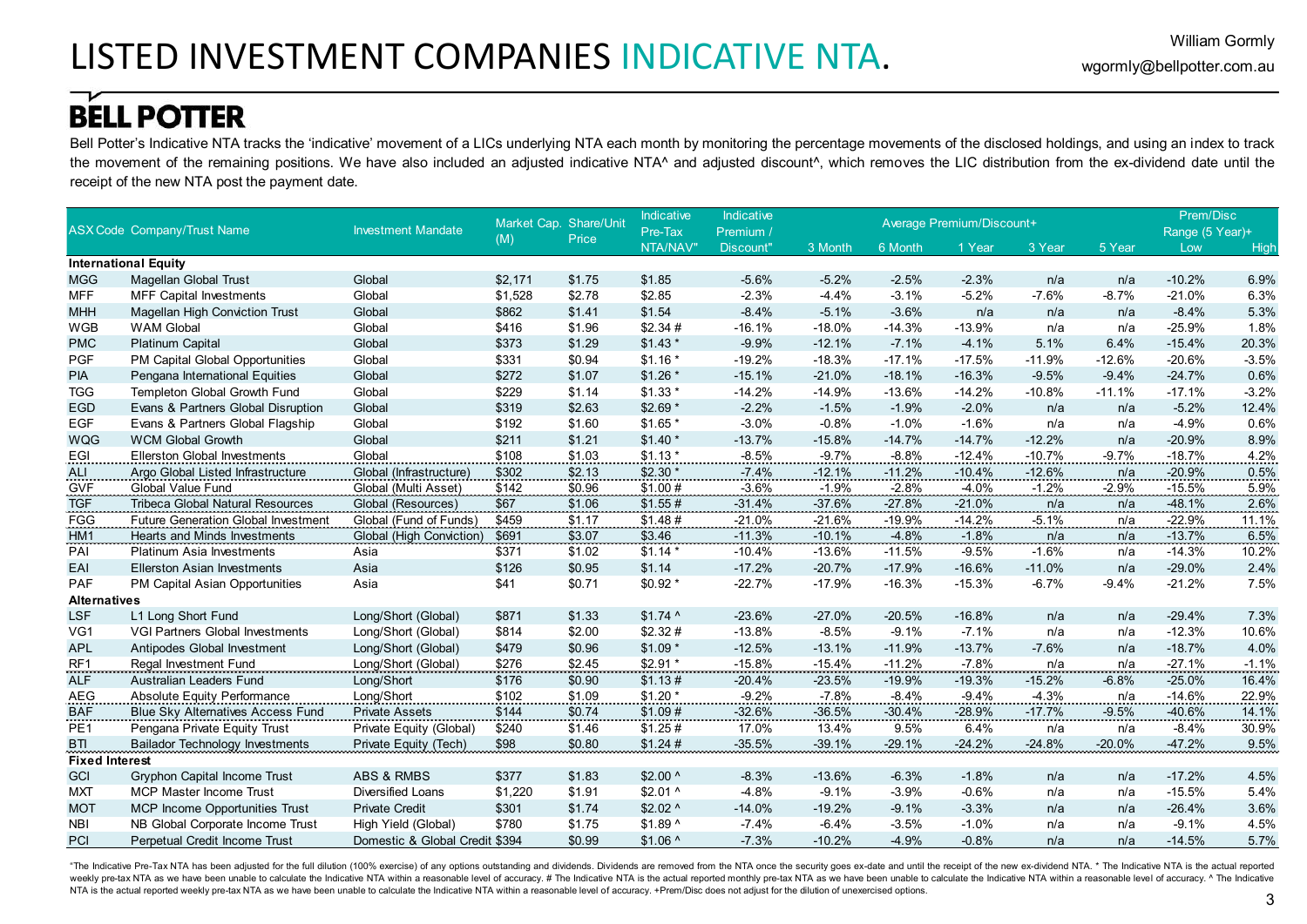# LISTED INVESTMENT COMPANIES INDICATIVE NTA.

William Gormly
wgormly@bellpotter.com.au

**BELL POTTER**

Bell Potter's Indicative NTA tracks the 'indicative' movement of a LICs underlying NTA each month by monitoring the percentage movements of the disclosed holdings, and using an index to track the movement of the remaining positions. We have also included an adjusted indicative NTA^ and adjusted discount^, which removes the LIC distribution from the ex-dividend date until the receipt of the new NTA post the payment date.

| ASX Code | Company/Trust Name | Investment Mandate | Market Cap. (M) | Share/Unit Price | Indicative Pre-Tax NTA/NAV" | Indicative Premium / Discount" | Average Premium/Discount+ | | | | | Prem/Disc Range (5 Year)+ | |
|---|---|---|---|---|---|---|---|---|---|---|---|---|---|
| | | | | | | | 3 Month | 6 Month | 1 Year | 3 Year | 5 Year | Low | High |
| **International Equity** | | | | | | | | | | | | | |
| MGG | Magellan Global Trust | Global | $2,171 | $1.75 | $1.85 | -5.6% | -5.2% | -2.5% | -2.3% | n/a | n/a | -10.2% | 6.9% |
| MFF | MFF Capital Investments | Global | $1,528 | $2.78 | $2.85 | -2.3% | -4.4% | -3.1% | -5.2% | -7.6% | -8.7% | -21.0% | 6.3% |
| MHH | Magellan High Conviction Trust | Global | $862 | $1.41 | $1.54 | -8.4% | -5.1% | -3.6% | n/a | n/a | n/a | -8.4% | 5.3% |
| WGB | WAM Global | Global | $416 | $1.96 | $2.34 # | -16.1% | -18.0% | -14.3% | -13.9% | n/a | n/a | -25.9% | 1.8% |
| PMC | Platinum Capital | Global | $373 | $1.29 | $1.43 * | -9.9% | -12.1% | -7.1% | -4.1% | 5.1% | 6.4% | -15.4% | 20.3% |
| PGF | PM Capital Global Opportunities | Global | $331 | $0.94 | $1.16 * | -19.2% | -18.3% | -17.1% | -17.5% | -11.9% | -12.6% | -20.6% | -3.5% |
| PIA | Pengana International Equities | Global | $272 | $1.07 | $1.26 * | -15.1% | -21.0% | -18.1% | -16.3% | -9.5% | -9.4% | -24.7% | 0.6% |
| TGG | Templeton Global Growth Fund | Global | $229 | $1.14 | $1.33 * | -14.2% | -14.9% | -13.6% | -14.2% | -10.8% | -11.1% | -17.1% | -3.2% |
| EGD | Evans & Partners Global Disruption | Global | $319 | $2.63 | $2.69 * | -2.2% | -1.5% | -1.9% | -2.0% | n/a | n/a | -5.2% | 12.4% |
| EGF | Evans & Partners Global Flagship | Global | $192 | $1.60 | $1.65 * | -3.0% | -0.8% | -1.0% | -1.6% | n/a | n/a | -4.9% | 0.6% |
| WQG | WCM Global Growth | Global | $211 | $1.21 | $1.40 * | -13.7% | -15.8% | -14.7% | -14.7% | -12.2% | n/a | -20.9% | 8.9% |
| EGI | Ellerston Global Investments | Global | $108 | $1.03 | $1.13 * | -8.5% | -9.7% | -8.8% | -12.4% | -10.7% | -9.7% | -18.7% | 4.2% |
| ALI | Argo Global Listed Infrastructure | Global (Infrastructure) | $302 | $2.13 | $2.30 * | -7.4% | -12.1% | -11.2% | -10.4% | -12.6% | n/a | -20.9% | 0.5% |
| GVF | Global Value Fund | Global (Multi Asset) | $142 | $0.96 | $1.00 # | -3.6% | -1.9% | -2.8% | -4.0% | -1.2% | -2.9% | -15.5% | 5.9% |
| TGF | Tribeca Global Natural Resources | Global (Resources) | $67 | $1.06 | $1.55 # | -31.4% | -37.6% | -27.8% | -21.0% | n/a | n/a | -48.1% | 2.6% |
| FGG | Future Generation Global Investment | Global (Fund of Funds) | $459 | $1.17 | $1.48 # | -21.0% | -21.6% | -19.9% | -14.2% | -5.1% | n/a | -22.9% | 11.1% |
| HM1 | Hearts and Minds Investments | Global (High Conviction) | $691 | $3.07 | $3.46 | -11.3% | -10.1% | -4.8% | -1.8% | n/a | n/a | -13.7% | 6.5% |
| PAI | Platinum Asia Investments | Asia | $371 | $1.02 | $1.14 * | -10.4% | -13.6% | -11.5% | -9.5% | -1.6% | n/a | -14.3% | 10.2% |
| EAI | Ellerston Asian Investments | Asia | $126 | $0.95 | $1.14 | -17.2% | -20.7% | -17.9% | -16.6% | -11.0% | n/a | -29.0% | 2.4% |
| PAF | PM Capital Asian Opportunities | Asia | $41 | $0.71 | $0.92 * | -22.7% | -17.9% | -16.3% | -15.3% | -6.7% | -9.4% | -21.2% | 7.5% |
| **Alternatives** | | | | | | | | | | | | | |
| LSF | L1 Long Short Fund | Long/Short (Global) | $871 | $1.33 | $1.74 ^ | -23.6% | -27.0% | -20.5% | -16.8% | n/a | n/a | -29.4% | 7.3% |
| VG1 | VGI Partners Global Investments | Long/Short (Global) | $814 | $2.00 | $2.32 # | -13.8% | -8.5% | -9.1% | -7.1% | n/a | n/a | -12.3% | 10.6% |
| APL | Antipodes Global Investment | Long/Short (Global) | $479 | $0.96 | $1.09 * | -12.5% | -13.1% | -11.9% | -13.7% | -7.6% | n/a | -18.7% | 4.0% |
| RF1 | Regal Investment Fund | Long/Short (Global) | $276 | $2.45 | $2.91 * | -15.8% | -15.4% | -11.2% | -7.8% | n/a | n/a | -27.1% | -1.1% |
| ALF | Australian Leaders Fund | Long/Short | $176 | $0.90 | $1.13 # | -20.4% | -23.5% | -19.9% | -19.3% | -15.2% | -6.8% | -25.0% | 16.4% |
| AEG | Absolute Equity Performance | Long/Short | $102 | $1.09 | $1.20 * | -9.2% | -7.8% | -8.4% | -9.4% | -4.3% | n/a | -14.6% | 22.9% |
| BAF | Blue Sky Alternatives Access Fund | Private Assets | $144 | $0.74 | $1.09 # | -32.6% | -36.5% | -30.4% | -28.9% | -17.7% | -9.5% | -40.6% | 14.1% |
| PE1 | Pengana Private Equity Trust | Private Equity (Global) | $240 | $1.46 | $1.25 # | 17.0% | 13.4% | 9.5% | 6.4% | n/a | n/a | -8.4% | 30.9% |
| BTI | Bailador Technology Investments | Private Equity (Tech) | $98 | $0.80 | $1.24 # | -35.5% | -39.1% | -29.1% | -24.2% | -24.8% | -20.0% | -47.2% | 9.5% |
| **Fixed Interest** | | | | | | | | | | | | | |
| GCI | Gryphon Capital Income Trust | ABS & RMBS | $377 | $1.83 | $2.00 ^ | -8.3% | -13.6% | -6.3% | -1.8% | n/a | n/a | -17.2% | 4.5% |
| MXT | MCP Master Income Trust | Diversified Loans | $1,220 | $1.91 | $2.01 ^ | -4.8% | -9.1% | -3.9% | -0.6% | n/a | n/a | -15.5% | 5.4% |
| MOT | MCP Income Opportunities Trust | Private Credit | $301 | $1.74 | $2.02 ^ | -14.0% | -19.2% | -9.1% | -3.3% | n/a | n/a | -26.4% | 3.6% |
| NBI | NB Global Corporate Income Trust | High Yield (Global) | $780 | $1.75 | $1.89 ^ | -7.4% | -6.4% | -3.5% | -1.0% | n/a | n/a | -9.1% | 4.5% |
| PCI | Perpetual Credit Income Trust | Domestic & Global Credit | $394 | $0.99 | $1.06 ^ | -7.3% | -10.2% | -4.9% | -0.8% | n/a | n/a | -14.5% | 5.7% |

"The Indicative Pre-Tax NTA has been adjusted for the full dilution (100% exercise) of any options outstanding and dividends. Dividends are removed from the NTA once the security goes ex-date and until the receipt of the new ex-dividend NTA. * The Indicative NTA is the actual reported weekly pre-tax NTA as we have been unable to calculate the Indicative NTA within a reasonable level of accuracy. # The Indicative NTA is the actual reported monthly pre-tax NTA as we have been unable to calculate the Indicative NTA within a reasonable level of accuracy. ^ The Indicative NTA is the actual reported weekly pre-tax NTA as we have been unable to calculate the Indicative NTA within a reasonable level of accuracy. +Prem/Disc does not adjust for the dilution of unexercised options.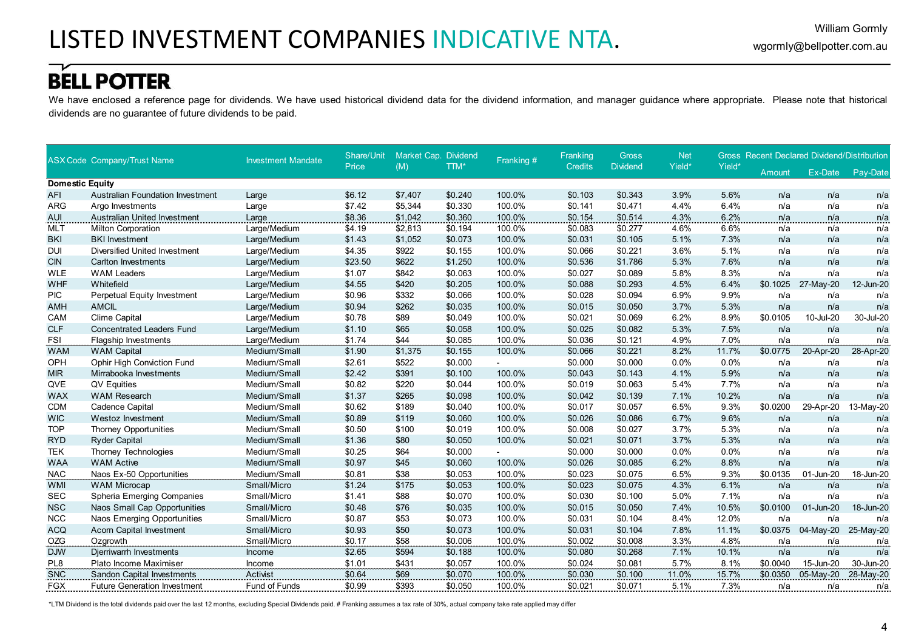# LISTED INVESTMENT COMPANIES INDICATIVE NTA.

William Gormly
wgormly@bellpotter.com.au

**BELL POTTER**

We have enclosed a reference page for dividends. We have used historical dividend data for the dividend information, and manager guidance where appropriate. Please note that historical dividends are no guarantee of future dividends to be paid.

| ASX Code | Company/Trust Name | Investment Mandate | Share/Unit Price | Market Cap. (M) | Dividend TTM* | Franking # | Franking Credits | Gross Dividend | Net Yield* | Gross Yield* | Recent Declared Dividend/Distribution Amount | Ex-Date | Pay-Date |
|---|---|---|---|---|---|---|---|---|---|---|---|---|---|
| **Domestic Equity** | | | | | | | | | | | | | |
| AFI | Australian Foundation Investment | Large | $6.12 | $7,407 | $0.240 | 100.0% | $0.103 | $0.343 | 3.9% | 5.6% | n/a | n/a | n/a |
| ARG | Argo Investments | Large | $7.42 | $5,344 | $0.330 | 100.0% | $0.141 | $0.471 | 4.4% | 6.4% | n/a | n/a | n/a |
| AUI | Australian United Investment | Large | $8.36 | $1,042 | $0.360 | 100.0% | $0.154 | $0.514 | 4.3% | 6.2% | n/a | n/a | n/a |
| MLT | Milton Corporation | Large/Medium | $4.19 | $2,813 | $0.194 | 100.0% | $0.083 | $0.277 | 4.6% | 6.6% | n/a | n/a | n/a |
| BKI | BKI Investment | Large/Medium | $1.43 | $1,052 | $0.073 | 100.0% | $0.031 | $0.105 | 5.1% | 7.3% | n/a | n/a | n/a |
| DUI | Diversified United Investment | Large/Medium | $4.35 | $922 | $0.155 | 100.0% | $0.066 | $0.221 | 3.6% | 5.1% | n/a | n/a | n/a |
| CIN | Carlton Investments | Large/Medium | $23.50 | $622 | $1.250 | 100.0% | $0.536 | $1.786 | 5.3% | 7.6% | n/a | n/a | n/a |
| WLE | WAM Leaders | Large/Medium | $1.07 | $842 | $0.063 | 100.0% | $0.027 | $0.089 | 5.8% | 8.3% | n/a | n/a | n/a |
| WHF | Whitefield | Large/Medium | $4.55 | $420 | $0.205 | 100.0% | $0.088 | $0.293 | 4.5% | 6.4% | $0.1025 | 27-May-20 | 12-Jun-20 |
| PIC | Perpetual Equity Investment | Large/Medium | $0.96 | $332 | $0.066 | 100.0% | $0.028 | $0.094 | 6.9% | 9.9% | n/a | n/a | n/a |
| AMH | AMCIL | Large/Medium | $0.94 | $262 | $0.035 | 100.0% | $0.015 | $0.050 | 3.7% | 5.3% | n/a | n/a | n/a |
| CAM | Clime Capital | Large/Medium | $0.78 | $89 | $0.049 | 100.0% | $0.021 | $0.069 | 6.2% | 8.9% | $0.0105 | 10-Jul-20 | 30-Jul-20 |
| CLF | Concentrated Leaders Fund | Large/Medium | $1.10 | $65 | $0.058 | 100.0% | $0.025 | $0.082 | 5.3% | 7.5% | n/a | n/a | n/a |
| FSI | Flagship Investments | Large/Medium | $1.74 | $44 | $0.085 | 100.0% | $0.036 | $0.121 | 4.9% | 7.0% | n/a | n/a | n/a |
| WAM | WAM Capital | Medium/Small | $1.90 | $1,375 | $0.155 | 100.0% | $0.066 | $0.221 | 8.2% | 11.7% | $0.0775 | 20-Apr-20 | 28-Apr-20 |
| OPH | Ophir High Conviction Fund | Medium/Small | $2.61 | $522 | $0.000 | - | $0.000 | $0.000 | 0.0% | 0.0% | n/a | n/a | n/a |
| MIR | Mirrabooka Investments | Medium/Small | $2.42 | $391 | $0.100 | 100.0% | $0.043 | $0.143 | 4.1% | 5.9% | n/a | n/a | n/a |
| QVE | QV Equities | Medium/Small | $0.82 | $220 | $0.044 | 100.0% | $0.019 | $0.063 | 5.4% | 7.7% | n/a | n/a | n/a |
| WAX | WAM Research | Medium/Small | $1.37 | $265 | $0.098 | 100.0% | $0.042 | $0.139 | 7.1% | 10.2% | n/a | n/a | n/a |
| CDM | Cadence Capital | Medium/Small | $0.62 | $189 | $0.040 | 100.0% | $0.017 | $0.057 | 6.5% | 9.3% | $0.0200 | 29-Apr-20 | 13-May-20 |
| WIC | Westoz Investment | Medium/Small | $0.89 | $119 | $0.060 | 100.0% | $0.026 | $0.086 | 6.7% | 9.6% | n/a | n/a | n/a |
| TOP | Thorney Opportunities | Medium/Small | $0.50 | $100 | $0.019 | 100.0% | $0.008 | $0.027 | 3.7% | 5.3% | n/a | n/a | n/a |
| RYD | Ryder Capital | Medium/Small | $1.36 | $80 | $0.050 | 100.0% | $0.021 | $0.071 | 3.7% | 5.3% | n/a | n/a | n/a |
| TEK | Thorney Technologies | Medium/Small | $0.25 | $64 | $0.000 | - | $0.000 | $0.000 | 0.0% | 0.0% | n/a | n/a | n/a |
| WAA | WAM Active | Medium/Small | $0.97 | $45 | $0.060 | 100.0% | $0.026 | $0.085 | 6.2% | 8.8% | n/a | n/a | n/a |
| NAC | Naos Ex-50 Opportunities | Medium/Small | $0.81 | $38 | $0.053 | 100.0% | $0.023 | $0.075 | 6.5% | 9.3% | $0.0135 | 01-Jun-20 | 18-Jun-20 |
| WMI | WAM Microcap | Small/Micro | $1.24 | $175 | $0.053 | 100.0% | $0.023 | $0.075 | 4.3% | 6.1% | n/a | n/a | n/a |
| SEC | Spheria Emerging Companies | Small/Micro | $1.41 | $88 | $0.070 | 100.0% | $0.030 | $0.100 | 5.0% | 7.1% | n/a | n/a | n/a |
| NSC | Naos Small Cap Opportunities | Small/Micro | $0.48 | $76 | $0.035 | 100.0% | $0.015 | $0.050 | 7.4% | 10.5% | $0.0100 | 01-Jun-20 | 18-Jun-20 |
| NCC | Naos Emerging Opportunities | Small/Micro | $0.87 | $53 | $0.073 | 100.0% | $0.031 | $0.104 | 8.4% | 12.0% | n/a | n/a | n/a |
| ACQ | Acorn Capital Investment | Small/Micro | $0.93 | $50 | $0.073 | 100.0% | $0.031 | $0.104 | 7.8% | 11.1% | $0.0375 | 04-May-20 | 25-May-20 |
| OZG | Ozgrowth | Small/Micro | $0.17 | $58 | $0.006 | 100.0% | $0.002 | $0.008 | 3.3% | 4.8% | n/a | n/a | n/a |
| DJW | Djerriwarrh Investments | Income | $2.65 | $594 | $0.188 | 100.0% | $0.080 | $0.268 | 7.1% | 10.1% | n/a | n/a | n/a |
| PL8 | Plato Income Maximiser | Income | $1.01 | $431 | $0.057 | 100.0% | $0.024 | $0.081 | 5.7% | 8.1% | $0.0040 | 15-Jun-20 | 30-Jun-20 |
| SNC | Sandon Capital Investments | Activist | $0.64 | $69 | $0.070 | 100.0% | $0.030 | $0.100 | 11.0% | 15.7% | $0.0350 | 05-May-20 | 28-May-20 |
| FGX | Future Generation Investment | Fund of Funds | $0.99 | $393 | $0.050 | 100.0% | $0.021 | $0.071 | 5.1% | 7.3% | n/a | n/a | n/a |

*LTM Dividend is the total dividends paid over the last 12 months, excluding Special Dividends paid. # Franking assumes a tax rate of 30%, actual company take rate applied may differ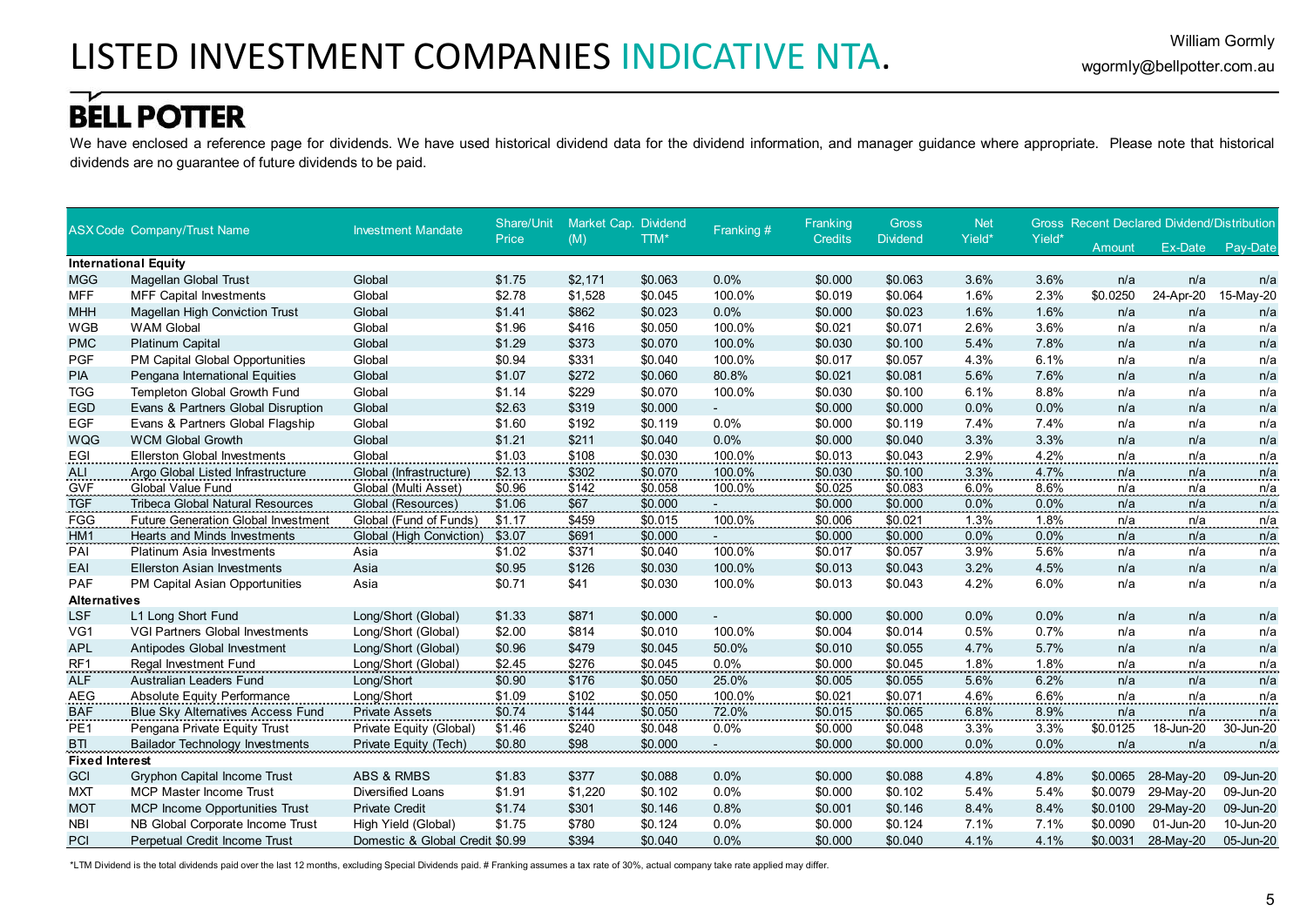# LISTED INVESTMENT COMPANIES INDICATIVE NTA.

William Gormly
wgormly@bellpotter.com.au

**BELL POTTER**

We have enclosed a reference page for dividends. We have used historical dividend data for the dividend information, and manager guidance where appropriate. Please note that historical dividends are no guarantee of future dividends to be paid.

| ASX Code | Company/Trust Name | Investment Mandate | Share/Unit Price | Market Cap. (M) | Dividend TTM* | Franking # | Franking Credits | Gross Dividend | Net Yield* | Gross Yield* | Recent Declared Dividend/Distribution | | |
|---|---|---|---|---|---|---|---|---|---|---|---|---|---|
| | | | | | | | | | | | Amount | Ex-Date | Pay-Date |
| **International Equity** | | | | | | | | | | | | | |
| MGG | Magellan Global Trust | Global | $1.75 | $2,171 | $0.063 | 0.0% | $0.000 | $0.063 | 3.6% | 3.6% | n/a | n/a | n/a |
| MFF | MFF Capital Investments | Global | $2.78 | $1,528 | $0.045 | 100.0% | $0.019 | $0.064 | 1.6% | 2.3% | $0.0250 | 24-Apr-20 | 15-May-20 |
| MHH | Magellan High Conviction Trust | Global | $1.41 | $862 | $0.023 | 0.0% | $0.000 | $0.023 | 1.6% | 1.6% | n/a | n/a | n/a |
| WGB | WAM Global | Global | $1.96 | $416 | $0.050 | 100.0% | $0.021 | $0.071 | 2.6% | 3.6% | n/a | n/a | n/a |
| PMC | Platinum Capital | Global | $1.29 | $373 | $0.070 | 100.0% | $0.030 | $0.100 | 5.4% | 7.8% | n/a | n/a | n/a |
| PGF | PM Capital Global Opportunities | Global | $0.94 | $331 | $0.040 | 100.0% | $0.017 | $0.057 | 4.3% | 6.1% | n/a | n/a | n/a |
| PIA | Pengana International Equities | Global | $1.07 | $272 | $0.060 | 80.8% | $0.021 | $0.081 | 5.6% | 7.6% | n/a | n/a | n/a |
| TGG | Templeton Global Growth Fund | Global | $1.14 | $229 | $0.070 | 100.0% | $0.030 | $0.100 | 6.1% | 8.8% | n/a | n/a | n/a |
| EGD | Evans & Partners Global Disruption | Global | $2.63 | $319 | $0.000 | - | $0.000 | $0.000 | 0.0% | 0.0% | n/a | n/a | n/a |
| EGF | Evans & Partners Global Flagship | Global | $1.60 | $192 | $0.119 | 0.0% | $0.000 | $0.119 | 7.4% | 7.4% | n/a | n/a | n/a |
| WQG | WCM Global Growth | Global | $1.21 | $211 | $0.040 | 0.0% | $0.000 | $0.040 | 3.3% | 3.3% | n/a | n/a | n/a |
| EGI | Ellerston Global Investments | Global | $1.03 | $108 | $0.030 | 100.0% | $0.013 | $0.043 | 2.9% | 4.2% | n/a | n/a | n/a |
| ALI | Argo Global Listed Infrastructure | Global (Infrastructure) | $2.13 | $302 | $0.070 | 100.0% | $0.030 | $0.100 | 3.3% | 4.7% | n/a | n/a | n/a |
| GVF | Global Value Fund | Global (Multi Asset) | $0.96 | $142 | $0.058 | 100.0% | $0.025 | $0.083 | 6.0% | 8.6% | n/a | n/a | n/a |
| TGF | Tribeca Global Natural Resources | Global (Resources) | $1.06 | $67 | $0.000 | - | $0.000 | $0.000 | 0.0% | 0.0% | n/a | n/a | n/a |
| FGG | Future Generation Global Investment | Global (Fund of Funds) | $1.17 | $459 | $0.015 | 100.0% | $0.006 | $0.021 | 1.3% | 1.8% | n/a | n/a | n/a |
| HM1 | Hearts and Minds Investments | Global (High Conviction) | $3.07 | $691 | $0.000 | - | $0.000 | $0.000 | 0.0% | 0.0% | n/a | n/a | n/a |
| PAI | Platinum Asia Investments | Asia | $1.02 | $371 | $0.040 | 100.0% | $0.017 | $0.057 | 3.9% | 5.6% | n/a | n/a | n/a |
| EAI | Ellerston Asian Investments | Asia | $0.95 | $126 | $0.030 | 100.0% | $0.013 | $0.043 | 3.2% | 4.5% | n/a | n/a | n/a |
| PAF | PM Capital Asian Opportunities | Asia | $0.71 | $41 | $0.030 | 100.0% | $0.013 | $0.043 | 4.2% | 6.0% | n/a | n/a | n/a |
| **Alternatives** | | | | | | | | | | | | | |
| LSF | L1 Long Short Fund | Long/Short (Global) | $1.33 | $871 | $0.000 | - | $0.000 | $0.000 | 0.0% | 0.0% | n/a | n/a | n/a |
| VG1 | VGI Partners Global Investments | Long/Short (Global) | $2.00 | $814 | $0.010 | 100.0% | $0.004 | $0.014 | 0.5% | 0.7% | n/a | n/a | n/a |
| APL | Antipodes Global Investment | Long/Short (Global) | $0.96 | $479 | $0.045 | 50.0% | $0.010 | $0.055 | 4.7% | 5.7% | n/a | n/a | n/a |
| RF1 | Regal Investment Fund | Long/Short (Global) | $2.45 | $276 | $0.045 | 0.0% | $0.000 | $0.045 | 1.8% | 1.8% | n/a | n/a | n/a |
| ALF | Australian Leaders Fund | Long/Short | $0.90 | $176 | $0.050 | 25.0% | $0.005 | $0.055 | 5.6% | 6.2% | n/a | n/a | n/a |
| AEG | Absolute Equity Performance | Long/Short | $1.09 | $102 | $0.050 | 100.0% | $0.021 | $0.071 | 4.6% | 6.6% | n/a | n/a | n/a |
| BAF | Blue Sky Alternatives Access Fund | Private Assets | $0.74 | $144 | $0.050 | 72.0% | $0.015 | $0.065 | 6.8% | 8.9% | n/a | n/a | n/a |
| PE1 | Pengana Private Equity Trust | Private Equity (Global) | $1.46 | $240 | $0.048 | 0.0% | $0.000 | $0.048 | 3.3% | 3.3% | $0.0125 | 18-Jun-20 | 30-Jun-20 |
| BTI | Bailador Technology Investments | Private Equity (Tech) | $0.80 | $98 | $0.000 | - | $0.000 | $0.000 | 0.0% | 0.0% | n/a | n/a | n/a |
| **Fixed Interest** | | | | | | | | | | | | | |
| GCI | Gryphon Capital Income Trust | ABS & RMBS | $1.83 | $377 | $0.088 | 0.0% | $0.000 | $0.088 | 4.8% | 4.8% | $0.0065 | 28-May-20 | 09-Jun-20 |
| MXT | MCP Master Income Trust | Diversified Loans | $1.91 | $1,220 | $0.102 | 0.0% | $0.000 | $0.102 | 5.4% | 5.4% | $0.0079 | 29-May-20 | 09-Jun-20 |
| MOT | MCP Income Opportunities Trust | Private Credit | $1.74 | $301 | $0.146 | 0.8% | $0.001 | $0.146 | 8.4% | 8.4% | $0.0100 | 29-May-20 | 09-Jun-20 |
| NBI | NB Global Corporate Income Trust | High Yield (Global) | $1.75 | $780 | $0.124 | 0.0% | $0.000 | $0.124 | 7.1% | 7.1% | $0.0090 | 01-Jun-20 | 10-Jun-20 |
| PCI | Perpetual Credit Income Trust | Domestic & Global Credit | $0.99 | $394 | $0.040 | 0.0% | $0.000 | $0.040 | 4.1% | 4.1% | $0.0031 | 28-May-20 | 05-Jun-20 |

*LTM Dividend is the total dividends paid over the last 12 months, excluding Special Dividends paid. # Franking assumes a tax rate of 30%, actual company take rate applied may differ.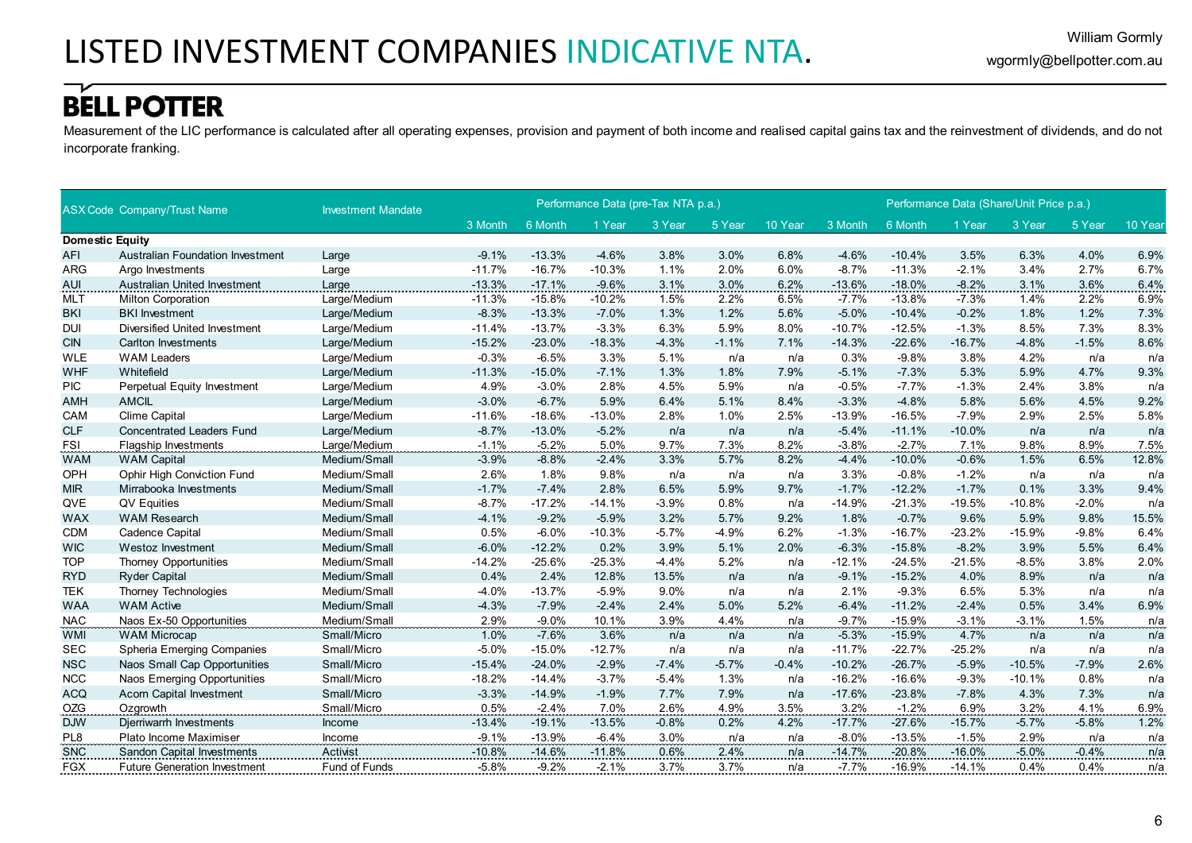# LISTED INVESTMENT COMPANIES INDICATIVE NTA.

William Gormly
wgormly@bellpotter.com.au

**BELL POTTER**

Measurement of the LIC performance is calculated after all operating expenses, provision and payment of both income and realised capital gains tax and the reinvestment of dividends, and do not incorporate franking.

| ASX Code | Company/Trust Name | Investment Mandate | Performance Data (pre-Tax NTA p.a.) | | | | | | Performance Data (Share/Unit Price p.a.) | | | | | |
|---|---|---|---|---|---|---|---|---|---|---|---|---|---|---|
| | | | 3 Month | 6 Month | 1 Year | 3 Year | 5 Year | 10 Year | 3 Month | 6 Month | 1 Year | 3 Year | 5 Year | 10 Year |
| **Domestic Equity** | | | | | | | | | | | | | | |
| AFI | Australian Foundation Investment | Large | -9.1% | -13.3% | -4.6% | 3.8% | 3.0% | 6.8% | -4.6% | -10.4% | 3.5% | 6.3% | 4.0% | 6.9% |
| ARG | Argo Investments | Large | -11.7% | -16.7% | -10.3% | 1.1% | 2.0% | 6.0% | -8.7% | -11.3% | -2.1% | 3.4% | 2.7% | 6.7% |
| AUI | Australian United Investment | Large | -13.3% | -17.1% | -9.6% | 3.1% | 3.0% | 6.2% | -13.6% | -18.0% | -8.2% | 3.1% | 3.6% | 6.4% |
| MLT | Milton Corporation | Large/Medium | -11.3% | -15.8% | -10.2% | 1.5% | 2.2% | 6.5% | -7.7% | -13.8% | -7.3% | 1.4% | 2.2% | 6.9% |
| BKI | BKI Investment | Large/Medium | -8.3% | -13.3% | -7.0% | 1.3% | 1.2% | 5.6% | -5.0% | -10.4% | -0.2% | 1.8% | 1.2% | 7.3% |
| DUI | Diversified United Investment | Large/Medium | -11.4% | -13.7% | -3.3% | 6.3% | 5.9% | 8.0% | -10.7% | -12.5% | -1.3% | 8.5% | 7.3% | 8.3% |
| CIN | Carlton Investments | Large/Medium | -15.2% | -23.0% | -18.3% | -4.3% | -1.1% | 7.1% | -14.3% | -22.6% | -16.7% | -4.8% | -1.5% | 8.6% |
| WLE | WAM Leaders | Large/Medium | -0.3% | -6.5% | 3.3% | 5.1% | n/a | n/a | 0.3% | -9.8% | 3.8% | 4.2% | n/a | n/a |
| WHF | Whitefield | Large/Medium | -11.3% | -15.0% | -7.1% | 1.3% | 1.8% | 7.9% | -5.1% | -7.3% | 5.3% | 5.9% | 4.7% | 9.3% |
| PIC | Perpetual Equity Investment | Large/Medium | 4.9% | -3.0% | 2.8% | 4.5% | 5.9% | n/a | -0.5% | -7.7% | -1.3% | 2.4% | 3.8% | n/a |
| AMH | AMCIL | Large/Medium | -3.0% | -6.7% | 5.9% | 6.4% | 5.1% | 8.4% | -3.3% | -4.8% | 5.8% | 5.6% | 4.5% | 9.2% |
| CAM | Clime Capital | Large/Medium | -11.6% | -18.6% | -13.0% | 2.8% | 1.0% | 2.5% | -13.9% | -16.5% | -7.9% | 2.9% | 2.5% | 5.8% |
| CLF | Concentrated Leaders Fund | Large/Medium | -8.7% | -13.0% | -5.2% | n/a | n/a | n/a | -5.4% | -11.1% | -10.0% | n/a | n/a | n/a |
| FSI | Flagship Investments | Large/Medium | -1.1% | -5.2% | 5.0% | 9.7% | 7.3% | 8.2% | -3.8% | -2.7% | 7.1% | 9.8% | 8.9% | 7.5% |
| WAM | WAM Capital | Medium/Small | -3.9% | -8.8% | -2.4% | 3.3% | 5.7% | 8.2% | -4.4% | -10.0% | -0.6% | 1.5% | 6.5% | 12.8% |
| OPH | Ophir High Conviction Fund | Medium/Small | 2.6% | 1.8% | 9.8% | n/a | n/a | n/a | 3.3% | -0.8% | -1.2% | n/a | n/a | n/a |
| MIR | Mirrabooka Investments | Medium/Small | -1.7% | -7.4% | 2.8% | 6.5% | 5.9% | 9.7% | -1.7% | -12.2% | -1.7% | 0.1% | 3.3% | 9.4% |
| QVE | QV Equities | Medium/Small | -8.7% | -17.2% | -14.1% | -3.9% | 0.8% | n/a | -14.9% | -21.3% | -19.5% | -10.8% | -2.0% | n/a |
| WAX | WAM Research | Medium/Small | -4.1% | -9.2% | -5.9% | 3.2% | 5.7% | 9.2% | 1.8% | -0.7% | 9.6% | 5.9% | 9.8% | 15.5% |
| CDM | Cadence Capital | Medium/Small | 0.5% | -6.0% | -10.3% | -5.7% | -4.9% | 6.2% | -1.3% | -16.7% | -23.2% | -15.9% | -9.8% | 6.4% |
| WIC | Westoz Investment | Medium/Small | -6.0% | -12.2% | 0.2% | 3.9% | 5.1% | 2.0% | -6.3% | -15.8% | -8.2% | 3.9% | 5.5% | 6.4% |
| TOP | Thorney Opportunities | Medium/Small | -14.2% | -25.6% | -25.3% | -4.4% | 5.2% | n/a | -12.1% | -24.5% | -21.5% | -8.5% | 3.8% | 2.0% |
| RYD | Ryder Capital | Medium/Small | 0.4% | 2.4% | 12.8% | 13.5% | n/a | n/a | -9.1% | -15.2% | 4.0% | 8.9% | n/a | n/a |
| TEK | Thorney Technologies | Medium/Small | -4.0% | -13.7% | -5.9% | 9.0% | n/a | n/a | 2.1% | -9.3% | 6.5% | 5.3% | n/a | n/a |
| WAA | WAM Active | Medium/Small | -4.3% | -7.9% | -2.4% | 2.4% | 5.0% | 5.2% | -6.4% | -11.2% | -2.4% | 0.5% | 3.4% | 6.9% |
| NAC | Naos Ex-50 Opportunities | Medium/Small | 2.9% | -9.0% | 10.1% | 3.9% | 4.4% | n/a | -9.7% | -15.9% | -3.1% | -3.1% | 1.5% | n/a |
| WMI | WAM Microcap | Small/Micro | 1.0% | -7.6% | 3.6% | n/a | n/a | n/a | -5.3% | -15.9% | 4.7% | n/a | n/a | n/a |
| SEC | Spheria Emerging Companies | Small/Micro | -5.0% | -15.0% | -12.7% | n/a | n/a | n/a | -11.7% | -22.7% | -25.2% | n/a | n/a | n/a |
| NSC | Naos Small Cap Opportunities | Small/Micro | -15.4% | -24.0% | -2.9% | -7.4% | -5.7% | -0.4% | -10.2% | -26.7% | -5.9% | -10.5% | -7.9% | 2.6% |
| NCC | Naos Emerging Opportunities | Small/Micro | -18.2% | -14.4% | -3.7% | -5.4% | 1.3% | n/a | -16.2% | -16.6% | -9.3% | -10.1% | 0.8% | n/a |
| ACQ | Acorn Capital Investment | Small/Micro | -3.3% | -14.9% | -1.9% | 7.7% | 7.9% | n/a | -17.6% | -23.8% | -7.8% | 4.3% | 7.3% | n/a |
| OZG | Ozgrowth | Small/Micro | 0.5% | -2.4% | 7.0% | 2.6% | 4.9% | 3.5% | 3.2% | -1.2% | 6.9% | 3.2% | 4.1% | 6.9% |
| DJW | Djerriwarrh Investments | Income | -13.4% | -19.1% | -13.5% | -0.8% | 0.2% | 4.2% | -17.7% | -27.6% | -15.7% | -5.7% | -5.8% | 1.2% |
| PL8 | Plato Income Maximiser | Income | -9.1% | -13.9% | -6.4% | 3.0% | n/a | n/a | -8.0% | -13.5% | -1.5% | 2.9% | n/a | n/a |
| SNC | Sandon Capital Investments | Activist | -10.8% | -14.6% | -11.8% | 0.6% | 2.4% | n/a | -14.7% | -20.8% | -16.0% | -5.0% | -0.4% | n/a |
| FGX | Future Generation Investment | Fund of Funds | -5.8% | -9.2% | -2.1% | 3.7% | 3.7% | n/a | -7.7% | -16.9% | -14.1% | 0.4% | 0.4% | n/a |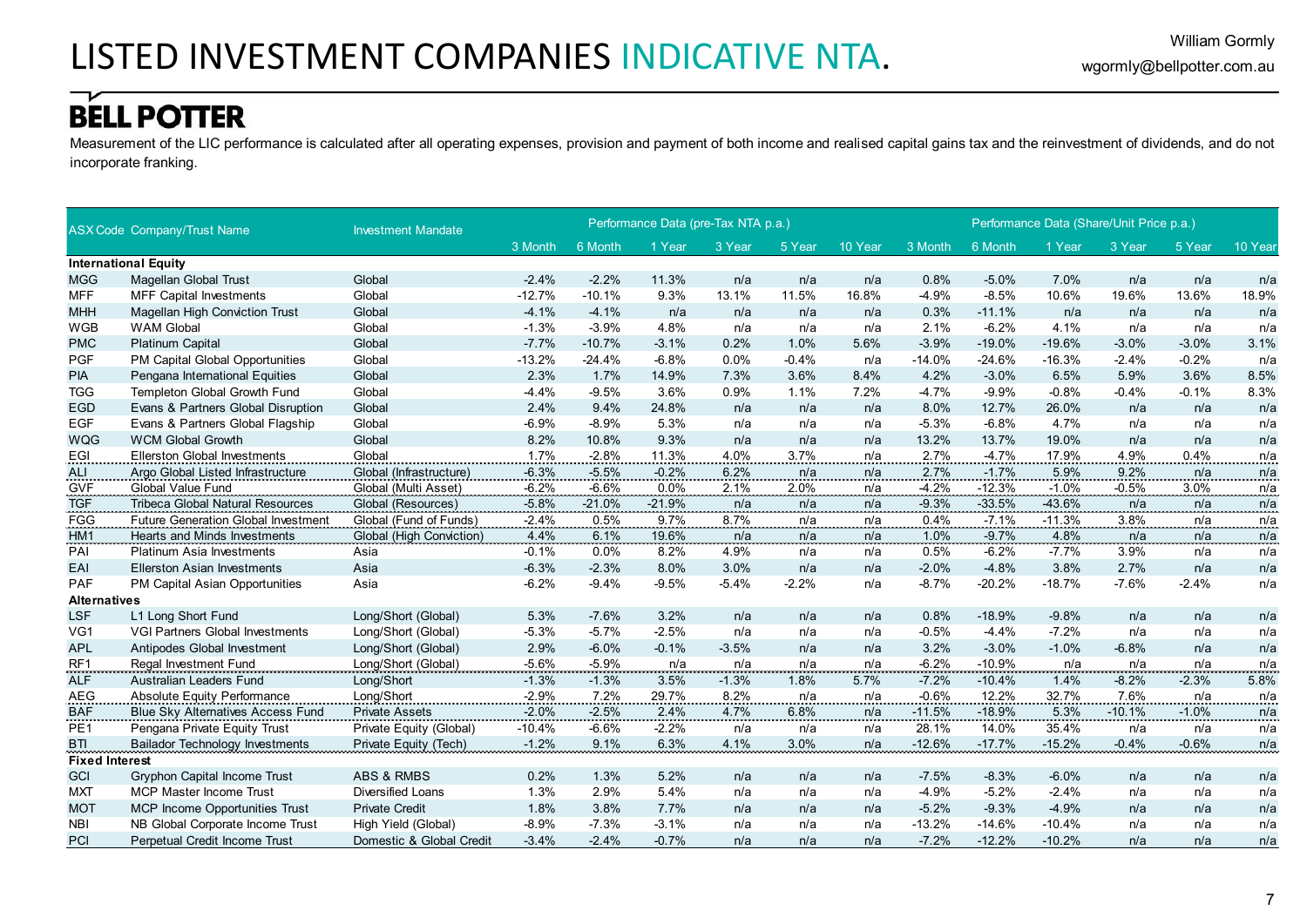# LISTED INVESTMENT COMPANIES INDICATIVE NTA.

William Gormly
wgormly@bellpotter.com.au

**BELL POTTER**

Measurement of the LIC performance is calculated after all operating expenses, provision and payment of both income and realised capital gains tax and the reinvestment of dividends, and do not incorporate franking.

| ASX Code | Company/Trust Name | Investment Mandate | Performance Data (pre-Tax NTA p.a.) | | | | | | Performance Data (Share/Unit Price p.a.) | | | | | |
|---|---|---|---|---|---|---|---|---|---|---|---|---|---|---|
| | | | 3 Month | 6 Month | 1 Year | 3 Year | 5 Year | 10 Year | 3 Month | 6 Month | 1 Year | 3 Year | 5 Year | 10 Year |
| **International Equity** | | | | | | | | | | | | | | |
| MGG | Magellan Global Trust | Global | -2.4% | -2.2% | 11.3% | n/a | n/a | n/a | 0.8% | -5.0% | 7.0% | n/a | n/a | n/a |
| MFF | MFF Capital Investments | Global | -12.7% | -10.1% | 9.3% | 13.1% | 11.5% | 16.8% | -4.9% | -8.5% | 10.6% | 19.6% | 13.6% | 18.9% |
| MHH | Magellan High Conviction Trust | Global | -4.1% | -4.1% | n/a | n/a | n/a | n/a | 0.3% | -11.1% | n/a | n/a | n/a | n/a |
| WGB | WAM Global | Global | -1.3% | -3.9% | 4.8% | n/a | n/a | n/a | 2.1% | -6.2% | 4.1% | n/a | n/a | n/a |
| PMC | Platinum Capital | Global | -7.7% | -10.7% | -3.1% | 0.2% | 1.0% | 5.6% | -3.9% | -19.0% | -19.6% | -3.0% | -3.0% | 3.1% |
| PGF | PM Capital Global Opportunities | Global | -13.2% | -24.4% | -6.8% | 0.0% | -0.4% | n/a | -14.0% | -24.6% | -16.3% | -2.4% | -0.2% | n/a |
| PIA | Pengana International Equities | Global | 2.3% | 1.7% | 14.9% | 7.3% | 3.6% | 8.4% | 4.2% | -3.0% | 6.5% | 5.9% | 3.6% | 8.5% |
| TGG | Templeton Global Growth Fund | Global | -4.4% | -9.5% | 3.6% | 0.9% | 1.1% | 7.2% | -4.7% | -9.9% | -0.8% | -0.4% | -0.1% | 8.3% |
| EGD | Evans & Partners Global Disruption | Global | 2.4% | 9.4% | 24.8% | n/a | n/a | n/a | 8.0% | 12.7% | 26.0% | n/a | n/a | n/a |
| EGF | Evans & Partners Global Flagship | Global | -6.9% | -8.9% | 5.3% | n/a | n/a | n/a | -5.3% | -6.8% | 4.7% | n/a | n/a | n/a |
| WQG | WCM Global Growth | Global | 8.2% | 10.8% | 9.3% | n/a | n/a | n/a | 13.2% | 13.7% | 19.0% | n/a | n/a | n/a |
| EGI | Ellerston Global Investments | Global | 1.7% | -2.8% | 11.3% | 4.0% | 3.7% | n/a | 2.7% | -4.7% | 17.9% | 4.9% | 0.4% | n/a |
| ALI | Argo Global Listed Infrastructure | Global (Infrastructure) | -6.3% | -5.5% | -0.2% | 6.2% | n/a | n/a | 2.7% | -1.7% | 5.9% | 9.2% | n/a | n/a |
| GVF | Global Value Fund | Global (Multi Asset) | -6.2% | -6.6% | 0.0% | 2.1% | 2.0% | n/a | -4.2% | -12.3% | -1.0% | -0.5% | 3.0% | n/a |
| TGF | Tribeca Global Natural Resources | Global (Resources) | -5.8% | -21.0% | -21.9% | n/a | n/a | n/a | -9.3% | -33.5% | -43.6% | n/a | n/a | n/a |
| FGG | Future Generation Global Investment | Global (Fund of Funds) | -2.4% | 0.5% | 9.7% | 8.7% | n/a | n/a | 0.4% | -7.1% | -11.3% | 3.8% | n/a | n/a |
| HM1 | Hearts and Minds Investments | Global (High Conviction) | 4.4% | 6.1% | 19.6% | n/a | n/a | n/a | 1.0% | -9.7% | 4.8% | n/a | n/a | n/a |
| PAI | Platinum Asia Investments | Asia | -0.1% | 0.0% | 8.2% | 4.9% | n/a | n/a | 0.5% | -6.2% | -7.7% | 3.9% | n/a | n/a |
| EAI | Ellerston Asian Investments | Asia | -6.3% | -2.3% | 8.0% | 3.0% | n/a | n/a | -2.0% | -4.8% | 3.8% | 2.7% | n/a | n/a |
| PAF | PM Capital Asian Opportunities | Asia | -6.2% | -9.4% | -9.5% | -5.4% | -2.2% | n/a | -8.7% | -20.2% | -18.7% | -7.6% | -2.4% | n/a |
| **Alternatives** | | | | | | | | | | | | | | |
| LSF | L1 Long Short Fund | Long/Short (Global) | 5.3% | -7.6% | 3.2% | n/a | n/a | n/a | 0.8% | -18.9% | -9.8% | n/a | n/a | n/a |
| VG1 | VGI Partners Global Investments | Long/Short (Global) | -5.3% | -5.7% | -2.5% | n/a | n/a | n/a | -0.5% | -4.4% | -7.2% | n/a | n/a | n/a |
| APL | Antipodes Global Investment | Long/Short (Global) | 2.9% | -6.0% | -0.1% | -3.5% | n/a | n/a | 3.2% | -3.0% | -1.0% | -6.8% | n/a | n/a |
| RF1 | Regal Investment Fund | Long/Short (Global) | -5.6% | -5.9% | n/a | n/a | n/a | n/a | -6.2% | -10.9% | n/a | n/a | n/a | n/a |
| ALF | Australian Leaders Fund | Long/Short | -1.3% | -1.3% | 3.5% | -1.3% | 1.8% | 5.7% | -7.2% | -10.4% | 1.4% | -8.2% | -2.3% | 5.8% |
| AEG | Absolute Equity Performance | Long/Short | -2.9% | 7.2% | 29.7% | 8.2% | n/a | n/a | -0.6% | 12.2% | 32.7% | 7.6% | n/a | n/a |
| BAF | Blue Sky Alternatives Access Fund | Private Assets | -2.0% | -2.5% | 2.4% | 4.7% | 6.8% | n/a | -11.5% | -18.9% | 5.3% | -10.1% | -1.0% | n/a |
| PE1 | Pengana Private Equity Trust | Private Equity (Global) | -10.4% | -6.6% | -2.2% | n/a | n/a | n/a | 28.1% | 14.0% | 35.4% | n/a | n/a | n/a |
| BTI | Bailador Technology Investments | Private Equity (Tech) | -1.2% | 9.1% | 6.3% | 4.1% | 3.0% | n/a | -12.6% | -17.7% | -15.2% | -0.4% | -0.6% | n/a |
| **Fixed Interest** | | | | | | | | | | | | | | |
| GCI | Gryphon Capital Income Trust | ABS & RMBS | 0.2% | 1.3% | 5.2% | n/a | n/a | n/a | -7.5% | -8.3% | -6.0% | n/a | n/a | n/a |
| MXT | MCP Master Income Trust | Diversified Loans | 1.3% | 2.9% | 5.4% | n/a | n/a | n/a | -4.9% | -5.2% | -2.4% | n/a | n/a | n/a |
| MOT | MCP Income Opportunities Trust | Private Credit | 1.8% | 3.8% | 7.7% | n/a | n/a | n/a | -5.2% | -9.3% | -4.9% | n/a | n/a | n/a |
| NBI | NB Global Corporate Income Trust | High Yield (Global) | -8.9% | -7.3% | -3.1% | n/a | n/a | n/a | -13.2% | -14.6% | -10.4% | n/a | n/a | n/a |
| PCI | Perpetual Credit Income Trust | Domestic & Global Credit | -3.4% | -2.4% | -0.7% | n/a | n/a | n/a | -7.2% | -12.2% | -10.2% | n/a | n/a | n/a |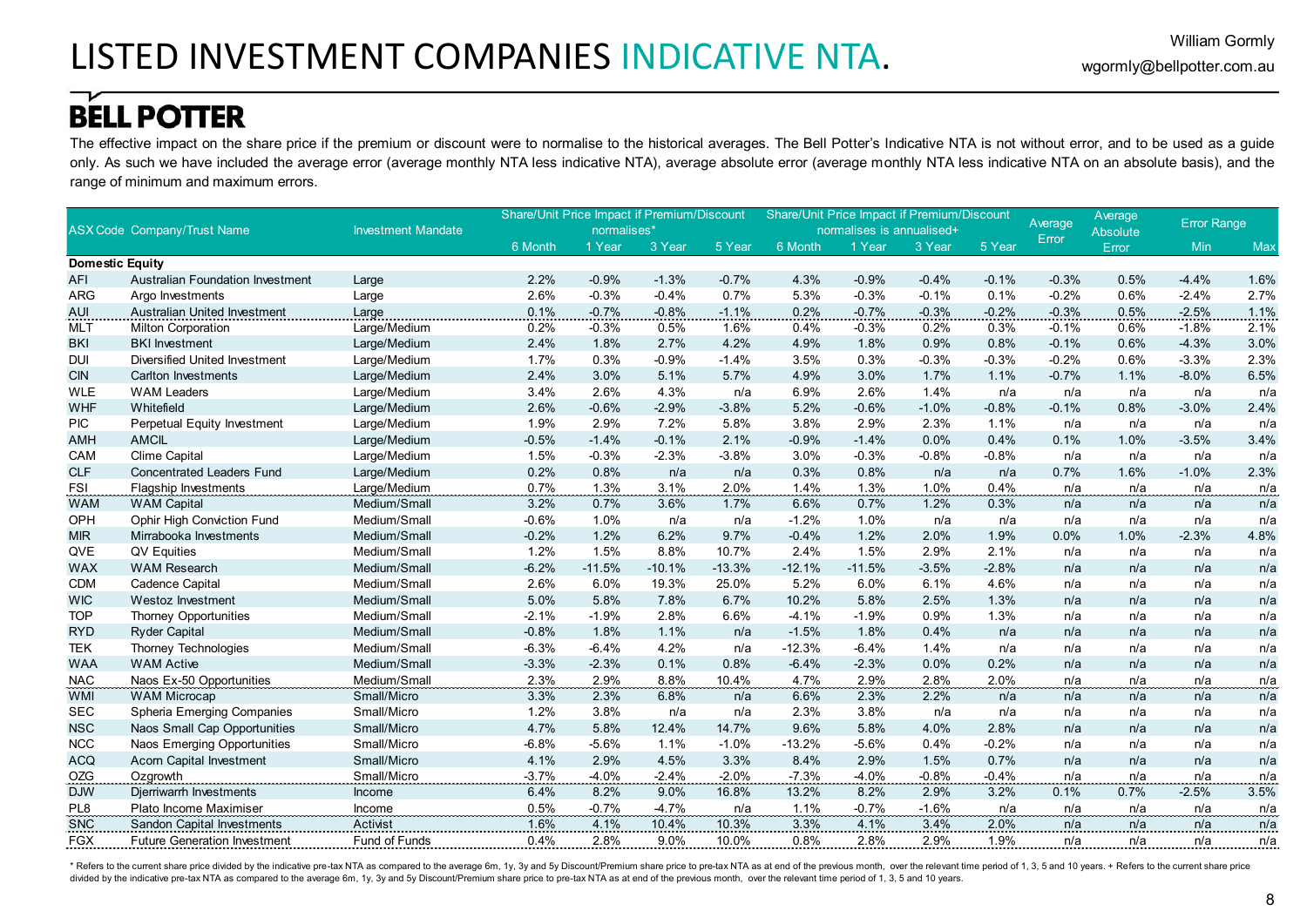# LISTED INVESTMENT COMPANIES INDICATIVE NTA.

William Gormly
wgormly@bellpotter.com.au

**BELL POTTER**

The effective impact on the share price if the premium or discount were to normalise to the historical averages. The Bell Potter's Indicative NTA is not without error, and to be used as a guide only. As such we have included the average error (average monthly NTA less indicative NTA), average absolute error (average monthly NTA less indicative NTA on an absolute basis), and the range of minimum and maximum errors.

| ASX Code | Company/Trust Name | Investment Mandate | Share/Unit Price Impact if Premium/Discount normalises* | | | | Share/Unit Price Impact if Premium/Discount normalises is annualised+ | | | | Average Error | Average Absolute Error | Error Range | |
|---|---|---|---|---|---|---|---|---|---|---|---|---|---|---|
| | | | 6 Month | 1 Year | 3 Year | 5 Year | 6 Month | 1 Year | 3 Year | 5 Year | | | Min | Max |
| **Domestic Equity** | | | | | | | | | | | | | | |
| AFI | Australian Foundation Investment | Large | 2.2% | -0.9% | -1.3% | -0.7% | 4.3% | -0.9% | -0.4% | -0.1% | -0.3% | 0.5% | -4.4% | 1.6% |
| ARG | Argo Investments | Large | 2.6% | -0.3% | -0.4% | 0.7% | 5.3% | -0.3% | -0.1% | 0.1% | -0.2% | 0.6% | -2.4% | 2.7% |
| AUI | Australian United Investment | Large | 0.1% | -0.7% | -0.8% | -1.1% | 0.2% | -0.7% | -0.3% | -0.2% | -0.3% | 0.5% | -2.5% | 1.1% |
| MLT | Milton Corporation | Large/Medium | 0.2% | -0.3% | 0.5% | 1.6% | 0.4% | -0.3% | 0.2% | 0.3% | -0.1% | 0.6% | -1.8% | 2.1% |
| BKI | BKI Investment | Large/Medium | 2.4% | 1.8% | 2.7% | 4.2% | 4.9% | 1.8% | 0.9% | 0.8% | -0.1% | 0.6% | -4.3% | 3.0% |
| DUI | Diversified United Investment | Large/Medium | 1.7% | 0.3% | -0.9% | -1.4% | 3.5% | 0.3% | -0.3% | -0.3% | -0.2% | 0.6% | -3.3% | 2.3% |
| CIN | Carlton Investments | Large/Medium | 2.4% | 3.0% | 5.1% | 5.7% | 4.9% | 3.0% | 1.7% | 1.1% | -0.7% | 1.1% | -8.0% | 6.5% |
| WLE | WAM Leaders | Large/Medium | 3.4% | 2.6% | 4.3% | n/a | 6.9% | 2.6% | 1.4% | n/a | n/a | n/a | n/a | n/a |
| WHF | Whitefield | Large/Medium | 2.6% | -0.6% | -2.9% | -3.8% | 5.2% | -0.6% | -1.0% | -0.8% | -0.1% | 0.8% | -3.0% | 2.4% |
| PIC | Perpetual Equity Investment | Large/Medium | 1.9% | 2.9% | 7.2% | 5.8% | 3.8% | 2.9% | 2.3% | 1.1% | n/a | n/a | n/a | n/a |
| AMH | AMCIL | Large/Medium | -0.5% | -1.4% | -0.1% | 2.1% | -0.9% | -1.4% | 0.0% | 0.4% | 0.1% | 1.0% | -3.5% | 3.4% |
| CAM | Clime Capital | Large/Medium | 1.5% | -0.3% | -2.3% | -3.8% | 3.0% | -0.3% | -0.8% | -0.8% | n/a | n/a | n/a | n/a |
| CLF | Concentrated Leaders Fund | Large/Medium | 0.2% | 0.8% | n/a | n/a | 0.3% | 0.8% | n/a | n/a | 0.7% | 1.6% | -1.0% | 2.3% |
| FSI | Flagship Investments | Large/Medium | 0.7% | 1.3% | 3.1% | 2.0% | 1.4% | 1.3% | 1.0% | 0.4% | n/a | n/a | n/a | n/a |
| WAM | WAM Capital | Medium/Small | 3.2% | 0.7% | 3.6% | 1.7% | 6.6% | 0.7% | 1.2% | 0.3% | n/a | n/a | n/a | n/a |
| OPH | Ophir High Conviction Fund | Medium/Small | -0.6% | 1.0% | n/a | n/a | -1.2% | 1.0% | n/a | n/a | n/a | n/a | n/a | n/a |
| MIR | Mirrabooka Investments | Medium/Small | -0.2% | 1.2% | 6.2% | 9.7% | -0.4% | 1.2% | 2.0% | 1.9% | 0.0% | 1.0% | -2.3% | 4.8% |
| QVE | QV Equities | Medium/Small | 1.2% | 1.5% | 8.8% | 10.7% | 2.4% | 1.5% | 2.9% | 2.1% | n/a | n/a | n/a | n/a |
| WAX | WAM Research | Medium/Small | -6.2% | -11.5% | -10.1% | -13.3% | -12.1% | -11.5% | -3.5% | -2.8% | n/a | n/a | n/a | n/a |
| CDM | Cadence Capital | Medium/Small | 2.6% | 6.0% | 19.3% | 25.0% | 5.2% | 6.0% | 6.1% | 4.6% | n/a | n/a | n/a | n/a |
| WIC | Westoz Investment | Medium/Small | 5.0% | 5.8% | 7.8% | 6.7% | 10.2% | 5.8% | 2.5% | 1.3% | n/a | n/a | n/a | n/a |
| TOP | Thorney Opportunities | Medium/Small | -2.1% | -1.9% | 2.8% | 6.6% | -4.1% | -1.9% | 0.9% | 1.3% | n/a | n/a | n/a | n/a |
| RYD | Ryder Capital | Medium/Small | -0.8% | 1.8% | 1.1% | n/a | -1.5% | 1.8% | 0.4% | n/a | n/a | n/a | n/a | n/a |
| TEK | Thorney Technologies | Medium/Small | -6.3% | -6.4% | 4.2% | n/a | -12.3% | -6.4% | 1.4% | n/a | n/a | n/a | n/a | n/a |
| WAA | WAM Active | Medium/Small | -3.3% | -2.3% | 0.1% | 0.8% | -6.4% | -2.3% | 0.0% | 0.2% | n/a | n/a | n/a | n/a |
| NAC | Naos Ex-50 Opportunities | Medium/Small | 2.3% | 2.9% | 8.8% | 10.4% | 4.7% | 2.9% | 2.8% | 2.0% | n/a | n/a | n/a | n/a |
| WMI | WAM Microcap | Small/Micro | 3.3% | 2.3% | 6.8% | n/a | 6.6% | 2.3% | 2.2% | n/a | n/a | n/a | n/a | n/a |
| SEC | Spheria Emerging Companies | Small/Micro | 1.2% | 3.8% | n/a | n/a | 2.3% | 3.8% | n/a | n/a | n/a | n/a | n/a | n/a |
| NSC | Naos Small Cap Opportunities | Small/Micro | 4.7% | 5.8% | 12.4% | 14.7% | 9.6% | 5.8% | 4.0% | 2.8% | n/a | n/a | n/a | n/a |
| NCC | Naos Emerging Opportunities | Small/Micro | -6.8% | -5.6% | 1.1% | -1.0% | -13.2% | -5.6% | 0.4% | -0.2% | n/a | n/a | n/a | n/a |
| ACQ | Acorn Capital Investment | Small/Micro | 4.1% | 2.9% | 4.5% | 3.3% | 8.4% | 2.9% | 1.5% | 0.7% | n/a | n/a | n/a | n/a |
| OZG | Ozgrowth | Small/Micro | -3.7% | -4.0% | -2.4% | -2.0% | -7.3% | -4.0% | -0.8% | -0.4% | n/a | n/a | n/a | n/a |
| DJW | Djerriwarrh Investments | Income | 6.4% | 8.2% | 9.0% | 16.8% | 13.2% | 8.2% | 2.9% | 3.2% | 0.1% | 0.7% | -2.5% | 3.5% |
| PL8 | Plato Income Maximiser | Income | 0.5% | -0.7% | -4.7% | n/a | 1.1% | -0.7% | -1.6% | n/a | n/a | n/a | n/a | n/a |
| SNC | Sandon Capital Investments | Activist | 1.6% | 4.1% | 10.4% | 10.3% | 3.3% | 4.1% | 3.4% | 2.0% | n/a | n/a | n/a | n/a |
| FGX | Future Generation Investment | Fund of Funds | 0.4% | 2.8% | 9.0% | 10.0% | 0.8% | 2.8% | 2.9% | 1.9% | n/a | n/a | n/a | n/a |

\* Refers to the current share price divided by the indicative pre-tax NTA as compared to the average 6m, 1y, 3y and 5y Discount/Premium share price to pre-tax NTA as at end of the previous month, over the relevant time period of 1, 3, 5 and 10 years. + Refers to the current share price divided by the indicative pre-tax NTA as compared to the average 6m, 1y, 3y and 5y Discount/Premium share price to pre-tax NTA as at end of the previous month, over the relevant time period of 1, 3, 5 and 10 years.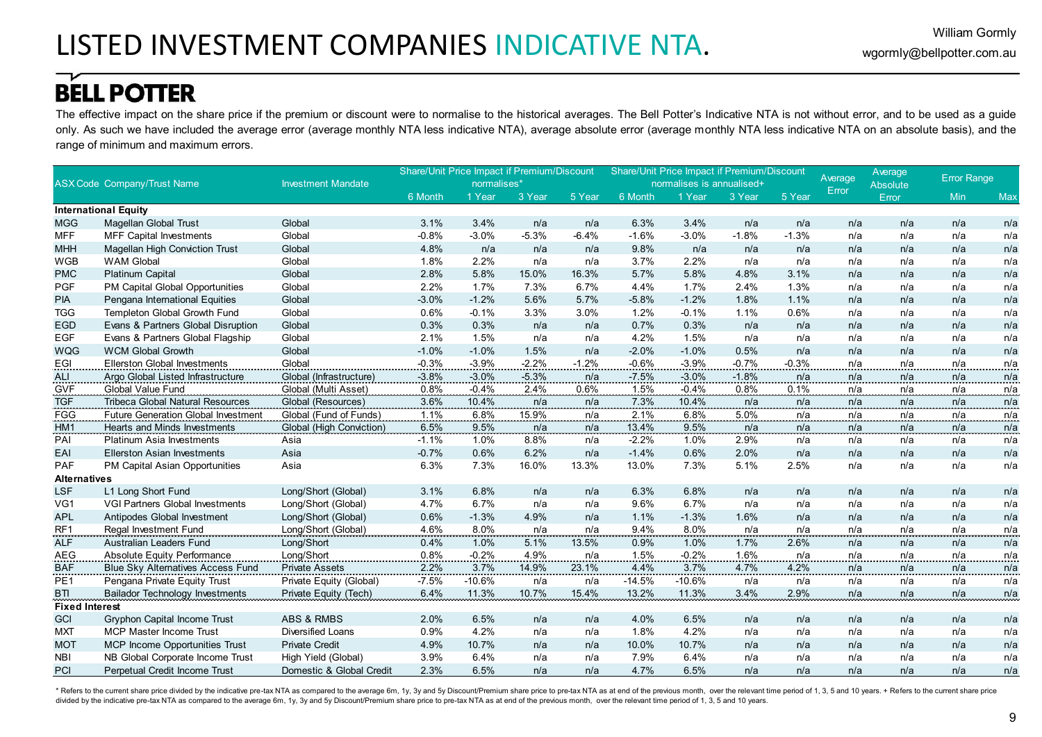# LISTED INVESTMENT COMPANIES INDICATIVE NTA.

William Gormly
wgormly@bellpotter.com.au

**BELL POTTER**

The effective impact on the share price if the premium or discount were to normalise to the historical averages. The Bell Potter's Indicative NTA is not without error, and to be used as a guide only. As such we have included the average error (average monthly NTA less indicative NTA), average absolute error (average monthly NTA less indicative NTA on an absolute basis), and the range of minimum and maximum errors.

| ASX Code | Company/Trust Name | Investment Mandate | Share/Unit Price Impact if Premium/Discount normalises* | | | | Share/Unit Price Impact if Premium/Discount normalises is annualised+ | | | | Average Error | Average Absolute Error | Error Range | |
|---|---|---|---|---|---|---|---|---|---|---|---|---|---|---|
| | | | 6 Month | 1 Year | 3 Year | 5 Year | 6 Month | 1 Year | 3 Year | 5 Year | | | Min | Max |
| **International Equity** | | | | | | | | | | | | | | |
| MGG | Magellan Global Trust | Global | 3.1% | 3.4% | n/a | n/a | 6.3% | 3.4% | n/a | n/a | n/a | n/a | n/a | n/a |
| MFF | MFF Capital Investments | Global | -0.8% | -3.0% | -5.3% | -6.4% | -1.6% | -3.0% | -1.8% | -1.3% | n/a | n/a | n/a | n/a |
| MHH | Magellan High Conviction Trust | Global | 4.8% | n/a | n/a | n/a | 9.8% | n/a | n/a | n/a | n/a | n/a | n/a | n/a |
| WGB | WAM Global | Global | 1.8% | 2.2% | n/a | n/a | 3.7% | 2.2% | n/a | n/a | n/a | n/a | n/a | n/a |
| PMC | Platinum Capital | Global | 2.8% | 5.8% | 15.0% | 16.3% | 5.7% | 5.8% | 4.8% | 3.1% | n/a | n/a | n/a | n/a |
| PGF | PM Capital Global Opportunities | Global | 2.2% | 1.7% | 7.3% | 6.7% | 4.4% | 1.7% | 2.4% | 1.3% | n/a | n/a | n/a | n/a |
| PIA | Pengana International Equities | Global | -3.0% | -1.2% | 5.6% | 5.7% | -5.8% | -1.2% | 1.8% | 1.1% | n/a | n/a | n/a | n/a |
| TGG | Templeton Global Growth Fund | Global | 0.6% | -0.1% | 3.3% | 3.0% | 1.2% | -0.1% | 1.1% | 0.6% | n/a | n/a | n/a | n/a |
| EGD | Evans & Partners Global Disruption | Global | 0.3% | 0.3% | n/a | n/a | 0.7% | 0.3% | n/a | n/a | n/a | n/a | n/a | n/a |
| EGF | Evans & Partners Global Flagship | Global | 2.1% | 1.5% | n/a | n/a | 4.2% | 1.5% | n/a | n/a | n/a | n/a | n/a | n/a |
| WQG | WCM Global Growth | Global | -1.0% | -1.0% | 1.5% | n/a | -2.0% | -1.0% | 0.5% | n/a | n/a | n/a | n/a | n/a |
| EGI | Ellerston Global Investments | Global | -0.3% | -3.9% | -2.2% | -1.2% | -0.6% | -3.9% | -0.7% | -0.3% | n/a | n/a | n/a | n/a |
| ALI | Argo Global Listed Infrastructure | Global (Infrastructure) | -3.8% | -3.0% | -5.3% | n/a | -7.5% | -3.0% | -1.8% | n/a | n/a | n/a | n/a | n/a |
| GVF | Global Value Fund | Global (Multi Asset) | 0.8% | -0.4% | 2.4% | 0.6% | 1.5% | -0.4% | 0.8% | 0.1% | n/a | n/a | n/a | n/a |
| TGF | Tribeca Global Natural Resources | Global (Resources) | 3.6% | 10.4% | n/a | n/a | 7.3% | 10.4% | n/a | n/a | n/a | n/a | n/a | n/a |
| FGG | Future Generation Global Investment | Global (Fund of Funds) | 1.1% | 6.8% | 15.9% | n/a | 2.1% | 6.8% | 5.0% | n/a | n/a | n/a | n/a | n/a |
| HM1 | Hearts and Minds Investments | Global (High Conviction) | 6.5% | 9.5% | n/a | n/a | 13.4% | 9.5% | n/a | n/a | n/a | n/a | n/a | n/a |
| PAI | Platinum Asia Investments | Asia | -1.1% | 1.0% | 8.8% | n/a | -2.2% | 1.0% | 2.9% | n/a | n/a | n/a | n/a | n/a |
| EAI | Ellerston Asian Investments | Asia | -0.7% | 0.6% | 6.2% | n/a | -1.4% | 0.6% | 2.0% | n/a | n/a | n/a | n/a | n/a |
| PAF | PM Capital Asian Opportunities | Asia | 6.3% | 7.3% | 16.0% | 13.3% | 13.0% | 7.3% | 5.1% | 2.5% | n/a | n/a | n/a | n/a |
| **Alternatives** | | | | | | | | | | | | | | |
| LSF | L1 Long Short Fund | Long/Short (Global) | 3.1% | 6.8% | n/a | n/a | 6.3% | 6.8% | n/a | n/a | n/a | n/a | n/a | n/a |
| VG1 | VGI Partners Global Investments | Long/Short (Global) | 4.7% | 6.7% | n/a | n/a | 9.6% | 6.7% | n/a | n/a | n/a | n/a | n/a | n/a |
| APL | Antipodes Global Investment | Long/Short (Global) | 0.6% | -1.3% | 4.9% | n/a | 1.1% | -1.3% | 1.6% | n/a | n/a | n/a | n/a | n/a |
| RF1 | Regal Investment Fund | Long/Short (Global) | 4.6% | 8.0% | n/a | n/a | 9.4% | 8.0% | n/a | n/a | n/a | n/a | n/a | n/a |
| ALF | Australian Leaders Fund | Long/Short | 0.4% | 1.0% | 5.1% | 13.5% | 0.9% | 1.0% | 1.7% | 2.6% | n/a | n/a | n/a | n/a |
| AEG | Absolute Equity Performance | Long/Short | 0.8% | -0.2% | 4.9% | n/a | 1.5% | -0.2% | 1.6% | n/a | n/a | n/a | n/a | n/a |
| BAF | Blue Sky Alternatives Access Fund | Private Assets | 2.2% | 3.7% | 14.9% | 23.1% | 4.4% | 3.7% | 4.7% | 4.2% | n/a | n/a | n/a | n/a |
| PE1 | Pengana Private Equity Trust | Private Equity (Global) | -7.5% | -10.6% | n/a | n/a | -14.5% | -10.6% | n/a | n/a | n/a | n/a | n/a | n/a |
| BTI | Bailador Technology Investments | Private Equity (Tech) | 6.4% | 11.3% | 10.7% | 15.4% | 13.2% | 11.3% | 3.4% | 2.9% | n/a | n/a | n/a | n/a |
| **Fixed Interest** | | | | | | | | | | | | | | |
| GCI | Gryphon Capital Income Trust | ABS & RMBS | 2.0% | 6.5% | n/a | n/a | 4.0% | 6.5% | n/a | n/a | n/a | n/a | n/a | n/a |
| MXT | MCP Master Income Trust | Diversified Loans | 0.9% | 4.2% | n/a | n/a | 1.8% | 4.2% | n/a | n/a | n/a | n/a | n/a | n/a |
| MOT | MCP Income Opportunities Trust | Private Credit | 4.9% | 10.7% | n/a | n/a | 10.0% | 10.7% | n/a | n/a | n/a | n/a | n/a | n/a |
| NBI | NB Global Corporate Income Trust | High Yield (Global) | 3.9% | 6.4% | n/a | n/a | 7.9% | 6.4% | n/a | n/a | n/a | n/a | n/a | n/a |
| PCI | Perpetual Credit Income Trust | Domestic & Global Credit | 2.3% | 6.5% | n/a | n/a | 4.7% | 6.5% | n/a | n/a | n/a | n/a | n/a | n/a |

\* Refers to the current share price divided by the indicative pre-tax NTA as compared to the average 6m, 1y, 3y and 5y Discount/Premium share price to pre-tax NTA as at end of the previous month, over the relevant time period of 1, 3, 5 and 10 years. + Refers to the current share price divided by the indicative pre-tax NTA as compared to the average 6m, 1y, 3y and 5y Discount/Premium share price to pre-tax NTA as at end of the previous month, over the relevant time period of 1, 3, 5 and 10 years.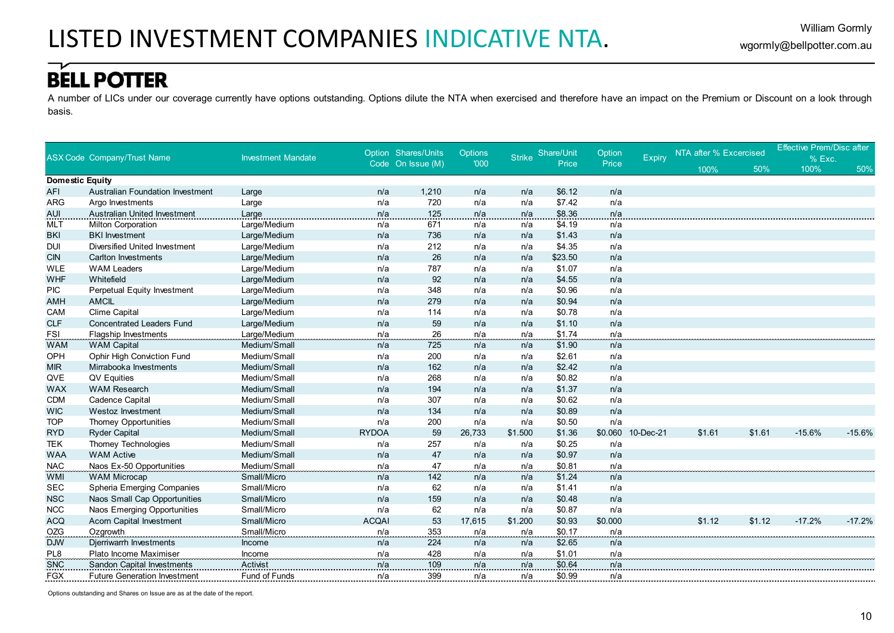# LISTED INVESTMENT COMPANIES INDICATIVE NTA.

William Gormly
wgormly@bellpotter.com.au

**BELL POTTER**

A number of LICs under our coverage currently have options outstanding. Options dilute the NTA when exercised and therefore have an impact on the Premium or Discount on a look through basis.

| ASX Code | Company/Trust Name | Investment Mandate | Option Code | Shares/Units On Issue (M) | Options '000 | Strike | Share/Unit Price | Option Price | Expiry | NTA after % Excercised | | Effective Prem/Disc after % Exc. | |
|---|---|---|---|---|---|---|---|---|---|---|---|---|---|
| | | | | | | | | | | 100% | 50% | 100% | 50% |
| **Domestic Equity** | | | | | | | | | | | | | |
| AFI | Australian Foundation Investment | Large | n/a | 1,210 | n/a | n/a | $6.12 | n/a | | | | | |
| ARG | Argo Investments | Large | n/a | 720 | n/a | n/a | $7.42 | n/a | | | | | |
| AUI | Australian United Investment | Large | n/a | 125 | n/a | n/a | $8.36 | n/a | | | | | |
| MLT | Milton Corporation | Large/Medium | n/a | 671 | n/a | n/a | $4.19 | n/a | | | | | |
| BKI | BKI Investment | Large/Medium | n/a | 736 | n/a | n/a | $1.43 | n/a | | | | | |
| DUI | Diversified United Investment | Large/Medium | n/a | 212 | n/a | n/a | $4.35 | n/a | | | | | |
| CIN | Carlton Investments | Large/Medium | n/a | 26 | n/a | n/a | $23.50 | n/a | | | | | |
| WLE | WAM Leaders | Large/Medium | n/a | 787 | n/a | n/a | $1.07 | n/a | | | | | |
| WHF | Whitefield | Large/Medium | n/a | 92 | n/a | n/a | $4.55 | n/a | | | | | |
| PIC | Perpetual Equity Investment | Large/Medium | n/a | 348 | n/a | n/a | $0.96 | n/a | | | | | |
| AMH | AMCIL | Large/Medium | n/a | 279 | n/a | n/a | $0.94 | n/a | | | | | |
| CAM | Clime Capital | Large/Medium | n/a | 114 | n/a | n/a | $0.78 | n/a | | | | | |
| CLF | Concentrated Leaders Fund | Large/Medium | n/a | 59 | n/a | n/a | $1.10 | n/a | | | | | |
| FSI | Flagship Investments | Large/Medium | n/a | 26 | n/a | n/a | $1.74 | n/a | | | | | |
| WAM | WAM Capital | Medium/Small | n/a | 725 | n/a | n/a | $1.90 | n/a | | | | | |
| OPH | Ophir High Conviction Fund | Medium/Small | n/a | 200 | n/a | n/a | $2.61 | n/a | | | | | |
| MIR | Mirrabooka Investments | Medium/Small | n/a | 162 | n/a | n/a | $2.42 | n/a | | | | | |
| QVE | QV Equities | Medium/Small | n/a | 268 | n/a | n/a | $0.82 | n/a | | | | | |
| WAX | WAM Research | Medium/Small | n/a | 194 | n/a | n/a | $1.37 | n/a | | | | | |
| CDM | Cadence Capital | Medium/Small | n/a | 307 | n/a | n/a | $0.62 | n/a | | | | | |
| WIC | Westoz Investment | Medium/Small | n/a | 134 | n/a | n/a | $0.89 | n/a | | | | | |
| TOP | Thorney Opportunities | Medium/Small | n/a | 200 | n/a | n/a | $0.50 | n/a | | | | | |
| RYD | Ryder Capital | Medium/Small | RYDOA | 59 | 26,733 | $1.500 | $1.36 | $0.060 | 10-Dec-21 | $1.61 | $1.61 | -15.6% | -15.6% |
| TEK | Thorney Technologies | Medium/Small | n/a | 257 | n/a | n/a | $0.25 | n/a | | | | | |
| WAA | WAM Active | Medium/Small | n/a | 47 | n/a | n/a | $0.97 | n/a | | | | | |
| NAC | Naos Ex-50 Opportunities | Medium/Small | n/a | 47 | n/a | n/a | $0.81 | n/a | | | | | |
| WMI | WAM Microcap | Small/Micro | n/a | 142 | n/a | n/a | $1.24 | n/a | | | | | |
| SEC | Spheria Emerging Companies | Small/Micro | n/a | 62 | n/a | n/a | $1.41 | n/a | | | | | |
| NSC | Naos Small Cap Opportunities | Small/Micro | n/a | 159 | n/a | n/a | $0.48 | n/a | | | | | |
| NCC | Naos Emerging Opportunities | Small/Micro | n/a | 62 | n/a | n/a | $0.87 | n/a | | | | | |
| ACQ | Acorn Capital Investment | Small/Micro | ACQAI | 53 | 17,615 | $1.200 | $0.93 | $0.000 | | $1.12 | $1.12 | -17.2% | -17.2% |
| OZG | Ozgrowth | Small/Micro | n/a | 353 | n/a | n/a | $0.17 | n/a | | | | | |
| DJW | Djerriwarrh Investments | Income | n/a | 224 | n/a | n/a | $2.65 | n/a | | | | | |
| PL8 | Plato Income Maximiser | Income | n/a | 428 | n/a | n/a | $1.01 | n/a | | | | | |
| SNC | Sandon Capital Investments | Activist | n/a | 109 | n/a | n/a | $0.64 | n/a | | | | | |
| FGX | Future Generation Investment | Fund of Funds | n/a | 399 | n/a | n/a | $0.99 | n/a | | | | | |

Options outstanding and Shares on Issue are as at the date of the report.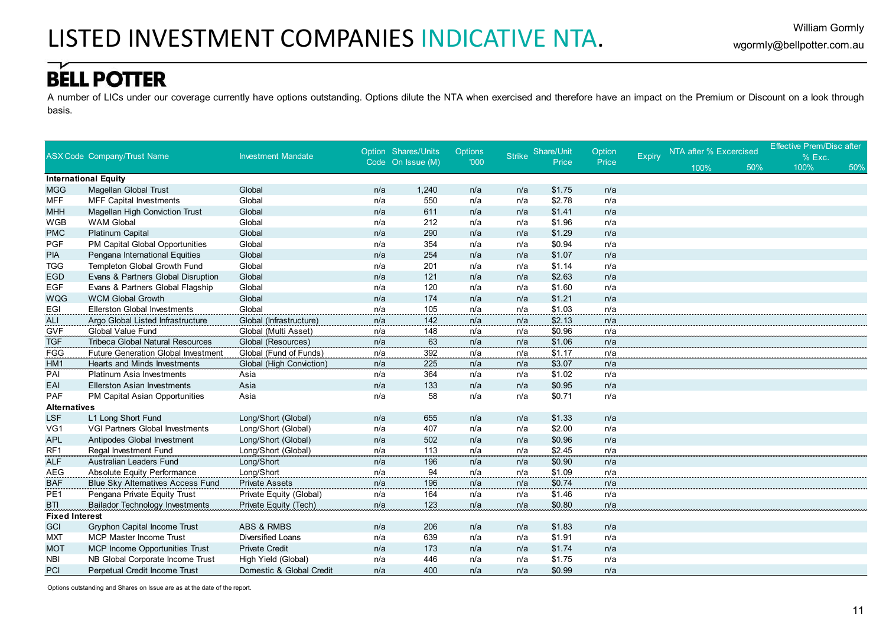# LISTED INVESTMENT COMPANIES INDICATIVE NTA.

William Gormly
wgormly@bellpotter.com.au

**BELL POTTER**

A number of LICs under our coverage currently have options outstanding. Options dilute the NTA when exercised and therefore have an impact on the Premium or Discount on a look through basis.

| ASX Code | Company/Trust Name | Investment Mandate | Option Code | Shares/Units On Issue (M) | Options '000 | Strike | Share/Unit Price | Option Price | Expiry | NTA after % Excercised | | Effective Prem/Disc after % Exc. | |
|---|---|---|---|---|---|---|---|---|---|---|---|---|---|
| | | | | | | | | | | 100% | 50% | 100% | 50% |
| **International Equity** | | | | | | | | | | | | | |
| MGG | Magellan Global Trust | Global | n/a | 1,240 | n/a | n/a | $1.75 | n/a | | | | | |
| MFF | MFF Capital Investments | Global | n/a | 550 | n/a | n/a | $2.78 | n/a | | | | | |
| MHH | Magellan High Conviction Trust | Global | n/a | 611 | n/a | n/a | $1.41 | n/a | | | | | |
| WGB | WAM Global | Global | n/a | 212 | n/a | n/a | $1.96 | n/a | | | | | |
| PMC | Platinum Capital | Global | n/a | 290 | n/a | n/a | $1.29 | n/a | | | | | |
| PGF | PM Capital Global Opportunities | Global | n/a | 354 | n/a | n/a | $0.94 | n/a | | | | | |
| PIA | Pengana International Equities | Global | n/a | 254 | n/a | n/a | $1.07 | n/a | | | | | |
| TGG | Templeton Global Growth Fund | Global | n/a | 201 | n/a | n/a | $1.14 | n/a | | | | | |
| EGD | Evans & Partners Global Disruption | Global | n/a | 121 | n/a | n/a | $2.63 | n/a | | | | | |
| EGF | Evans & Partners Global Flagship | Global | n/a | 120 | n/a | n/a | $1.60 | n/a | | | | | |
| WQG | WCM Global Growth | Global | n/a | 174 | n/a | n/a | $1.21 | n/a | | | | | |
| EGI | Ellerston Global Investments | Global | n/a | 105 | n/a | n/a | $1.03 | n/a | | | | | |
| ALI | Argo Global Listed Infrastructure | Global (Infrastructure) | n/a | 142 | n/a | n/a | $2.13 | n/a | | | | | |
| GVF | Global Value Fund | Global (Multi Asset) | n/a | 148 | n/a | n/a | $0.96 | n/a | | | | | |
| TGF | Tribeca Global Natural Resources | Global (Resources) | n/a | 63 | n/a | n/a | $1.06 | n/a | | | | | |
| FGG | Future Generation Global Investment | Global (Fund of Funds) | n/a | 392 | n/a | n/a | $1.17 | n/a | | | | | |
| HM1 | Hearts and Minds Investments | Global (High Conviction) | n/a | 225 | n/a | n/a | $3.07 | n/a | | | | | |
| PAI | Platinum Asia Investments | Asia | n/a | 364 | n/a | n/a | $1.02 | n/a | | | | | |
| EAI | Ellerston Asian Investments | Asia | n/a | 133 | n/a | n/a | $0.95 | n/a | | | | | |
| PAF | PM Capital Asian Opportunities | Asia | n/a | 58 | n/a | n/a | $0.71 | n/a | | | | | |
| **Alternatives** | | | | | | | | | | | | | |
| LSF | L1 Long Short Fund | Long/Short (Global) | n/a | 655 | n/a | n/a | $1.33 | n/a | | | | | |
| VG1 | VGI Partners Global Investments | Long/Short (Global) | n/a | 407 | n/a | n/a | $2.00 | n/a | | | | | |
| APL | Antipodes Global Investment | Long/Short (Global) | n/a | 502 | n/a | n/a | $0.96 | n/a | | | | | |
| RF1 | Regal Investment Fund | Long/Short (Global) | n/a | 113 | n/a | n/a | $2.45 | n/a | | | | | |
| ALF | Australian Leaders Fund | Long/Short | n/a | 196 | n/a | n/a | $0.90 | n/a | | | | | |
| AEG | Absolute Equity Performance | Long/Short | n/a | 94 | n/a | n/a | $1.09 | n/a | | | | | |
| BAF | Blue Sky Alternatives Access Fund | Private Assets | n/a | 196 | n/a | n/a | $0.74 | n/a | | | | | |
| PE1 | Pengana Private Equity Trust | Private Equity (Global) | n/a | 164 | n/a | n/a | $1.46 | n/a | | | | | |
| BTI | Bailador Technology Investments | Private Equity (Tech) | n/a | 123 | n/a | n/a | $0.80 | n/a | | | | | |
| **Fixed Interest** | | | | | | | | | | | | | |
| GCI | Gryphon Capital Income Trust | ABS & RMBS | n/a | 206 | n/a | n/a | $1.83 | n/a | | | | | |
| MXT | MCP Master Income Trust | Diversified Loans | n/a | 639 | n/a | n/a | $1.91 | n/a | | | | | |
| MOT | MCP Income Opportunities Trust | Private Credit | n/a | 173 | n/a | n/a | $1.74 | n/a | | | | | |
| NBI | NB Global Corporate Income Trust | High Yield (Global) | n/a | 446 | n/a | n/a | $1.75 | n/a | | | | | |
| PCI | Perpetual Credit Income Trust | Domestic & Global Credit | n/a | 400 | n/a | n/a | $0.99 | n/a | | | | | |

Options outstanding and Shares on Issue are as at the date of the report.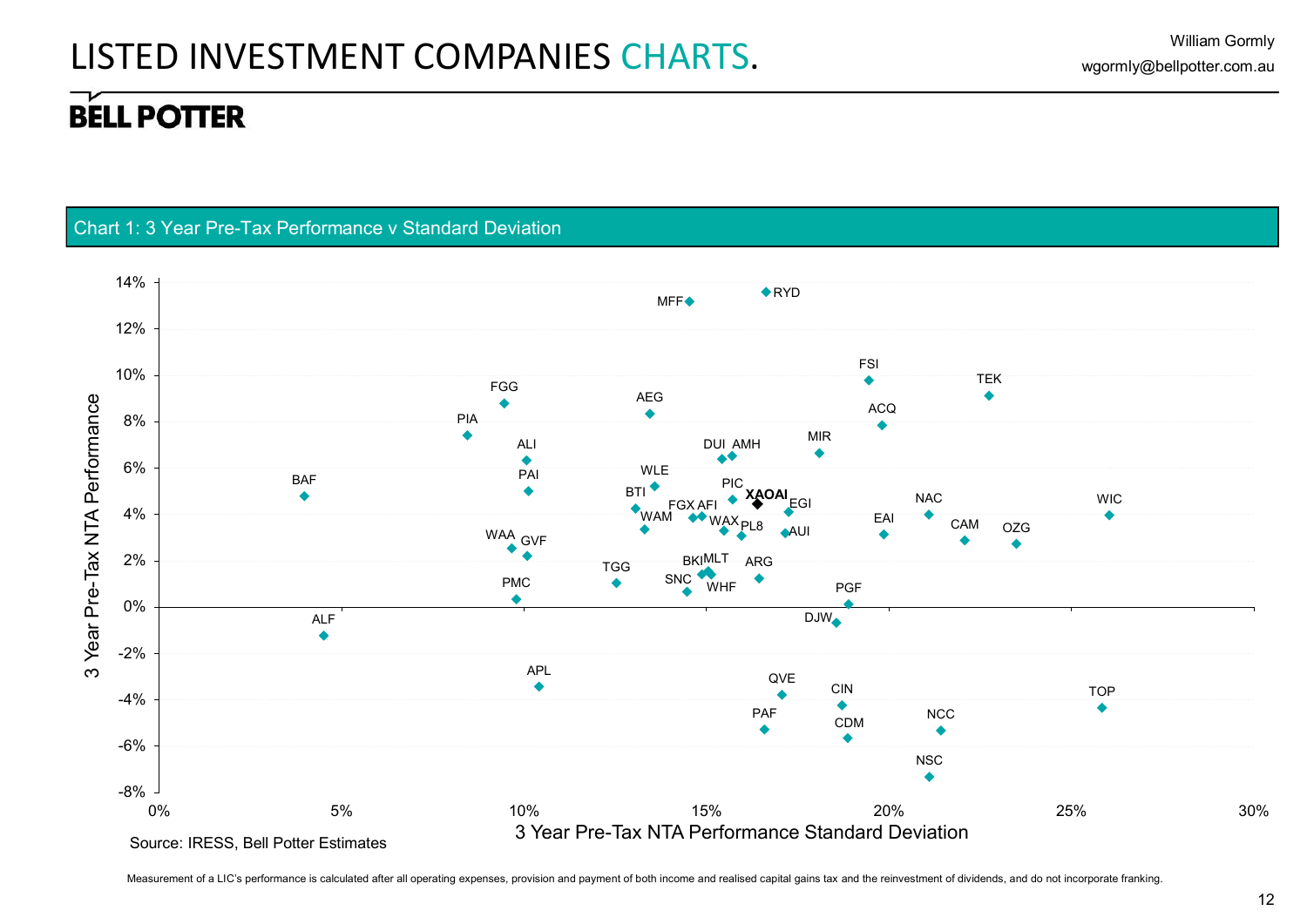# LISTED INVESTMENT COMPANIES CHARTS.

William Gormly
wgormly@bellpotter.com.au

**BELL POTTER**

## Chart 1: 3 Year Pre-Tax Performance v Standard Deviation

3 Year Pre-Tax NTA Performance (y-axis: -8% to 14%)

3 Year Pre-Tax NTA Performance Standard Deviation (x-axis: 0% to 30%)

Data labels: RYD, MFF, FSI, TEK, FGG, AEG, ACQ, PIA, MIR, ALI, DUI, AMH, BAF, WLE, PAI, PIC, BTI, **XAOAI**, EGI, FGX, AFI, NAC, WIC, WAM, EAI, WAX, PL8, AUI, CAM, OZG, WAA, GVF, BKI, MLT, TGG, ARG, SNC, WHF, PMC, PGF, ALF, DJW, APL, QVE, CIN, TOP, PAF, CDM, NCC, NSC

Source: IRESS, Bell Potter Estimates

Measurement of a LIC's performance is calculated after all operating expenses, provision and payment of both income and realised capital gains tax and the reinvestment of dividends, and do not incorporate franking.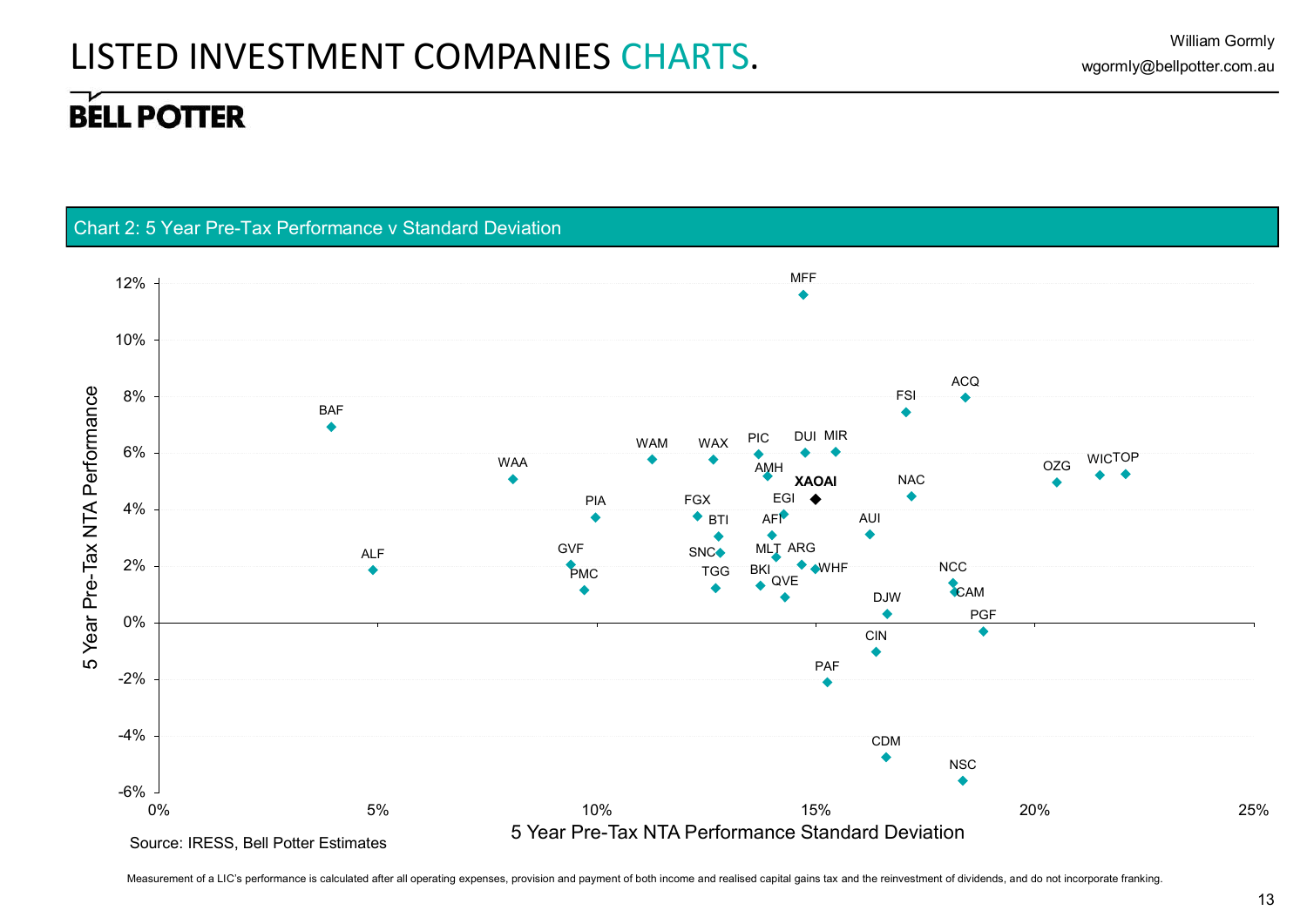# LISTED INVESTMENT COMPANIES CHARTS.

**BELL POTTER**

## Chart 2: 5 Year Pre-Tax Performance v Standard Deviation

Source: IRESS, Bell Potter Estimates

Measurement of a LIC's performance is calculated after all operating expenses, provision and payment of both income and realised capital gains tax and the reinvestment of dividends, and do not incorporate franking.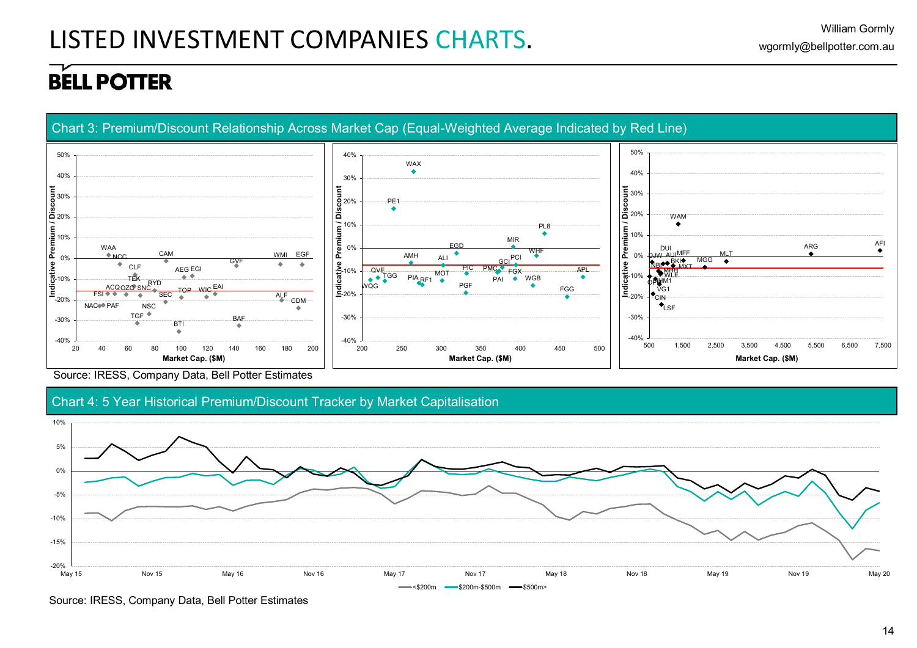# LISTED INVESTMENT COMPANIES CHARTS.

William Gormly
wgormly@bellpotter.com.au

**BELL POTTER**

## Chart 3: Premium/Discount Relationship Across Market Cap (Equal-Weighted Average Indicated by Red Line)

Source: IRESS, Company Data, Bell Potter Estimates

## Chart 4: 5 Year Historical Premium/Discount Tracker by Market Capitalisation

Source: IRESS, Company Data, Bell Potter Estimates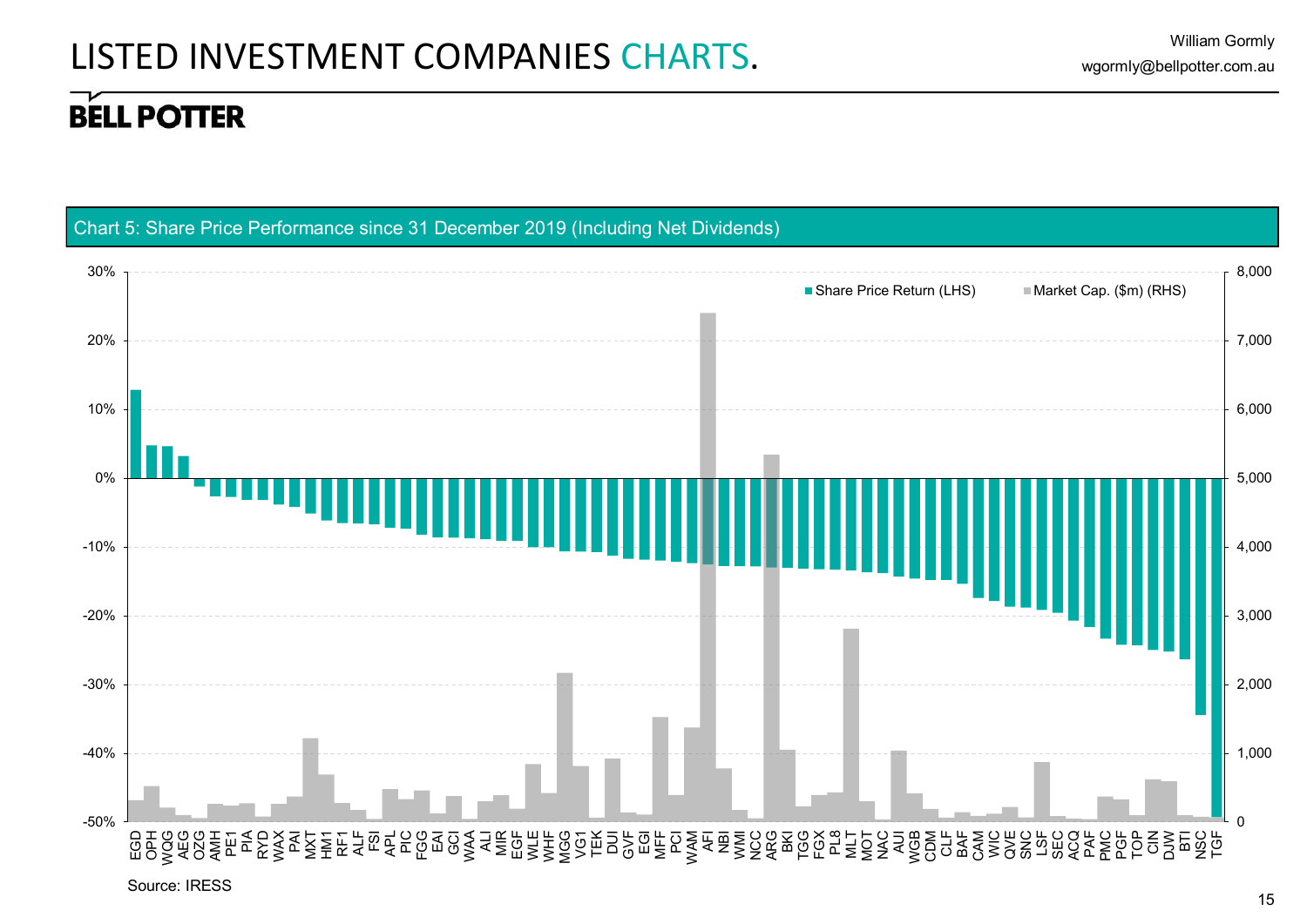# LISTED INVESTMENT COMPANIES CHARTS.

William Gormly
wgormly@bellpotter.com.au

**BELL POTTER**

Chart 5: Share Price Performance since 31 December 2019 (Including Net Dividends)

Share Price Return (LHS) | Market Cap. ($m) (RHS)

EGD OPH WQG AEG OZG AMH PE1 PIA RYD WAX PAI MXT HM1 RF1 ALF FSI APL PIC FGG EAI GCI WAA ALI MIR EGF WLE WHF MGG VG1 TEK DUI GVF EGI MFF PCI WAM AFI NBI WMI NCC ARG BKI TGG FGX PL8 MLT MOT NAC AUI WGB CDM CLF BAF CAM WIC QVE SNC LSF SEC ACQ PAF PMC PGF TOP CIN DJW BTI NSC TGF

Source: IRESS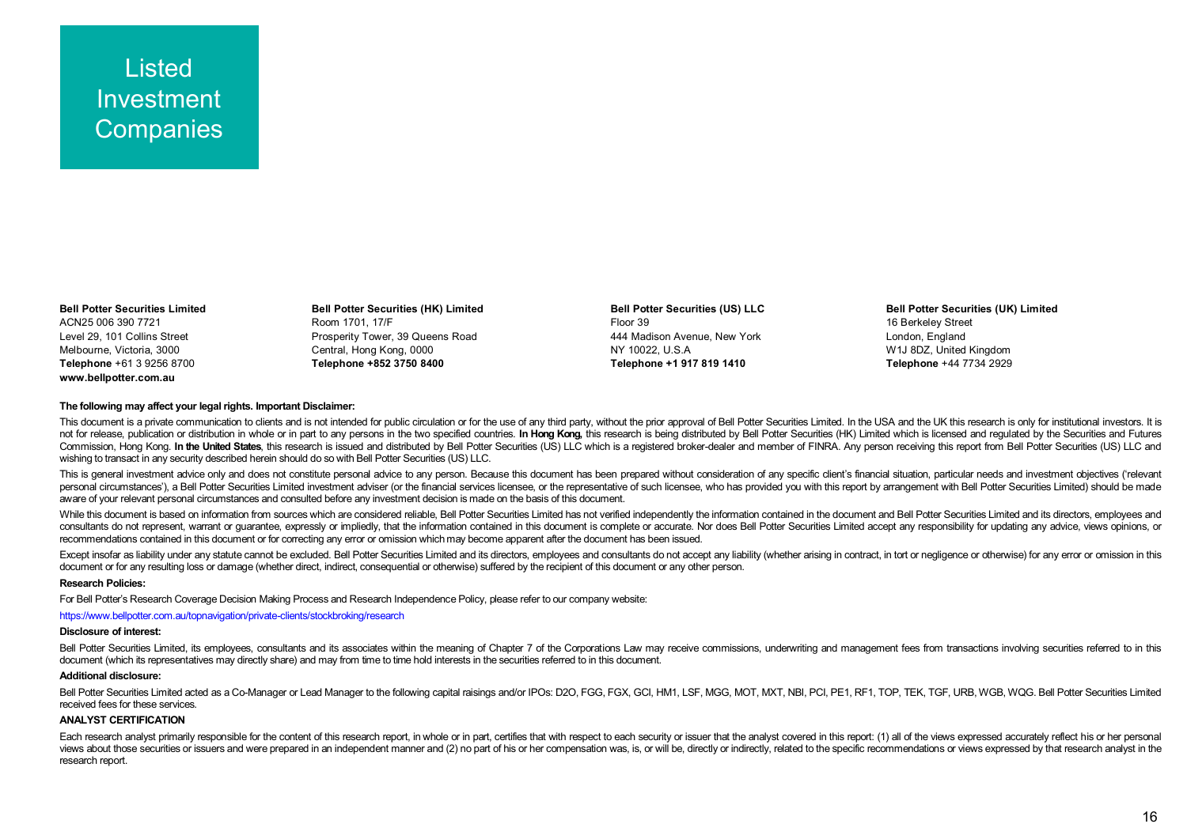# Listed Investment Companies

**Bell Potter Securities Limited**
ACN25 006 390 7721
Level 29, 101 Collins Street
Melbourne, Victoria, 3000
**Telephone** +61 3 9256 8700
**www.bellpotter.com.au**

**Bell Potter Securities (HK) Limited**
Room 1701, 17/F
Prosperity Tower, 39 Queens Road
Central, Hong Kong, 0000
**Telephone +852 3750 8400**

**Bell Potter Securities (US) LLC**
Floor 39
444 Madison Avenue, New York
NY 10022, U.S.A
**Telephone +1 917 819 1410**

**Bell Potter Securities (UK) Limited**
16 Berkeley Street
London, England
W1J 8DZ, United Kingdom
**Telephone** +44 7734 2929

**The following may affect your legal rights. Important Disclaimer:**

This document is a private communication to clients and is not intended for public circulation or for the use of any third party, without the prior approval of Bell Potter Securities Limited. In the USA and the UK this research is only for institutional investors. It is not for release, publication or distribution in whole or in part to any persons in the two specified countries. **In Hong Kong,** this research is being distributed by Bell Potter Securities (HK) Limited which is licensed and regulated by the Securities and Futures Commission, Hong Kong. **In the United States**, this research is issued and distributed by Bell Potter Securities (US) LLC which is a registered broker-dealer and member of FINRA. Any person receiving this report from Bell Potter Securities (US) LLC and wishing to transact in any security described herein should do so with Bell Potter Securities (US) LLC.

This is general investment advice only and does not constitute personal advice to any person. Because this document has been prepared without consideration of any specific client's financial situation, particular needs and investment objectives ('relevant personal circumstances'), a Bell Potter Securities Limited investment adviser (or the financial services licensee, or the representative of such licensee, who has provided you with this report by arrangement with Bell Potter Securities Limited) should be made aware of your relevant personal circumstances and consulted before any investment decision is made on the basis of this document.

While this document is based on information from sources which are considered reliable, Bell Potter Securities Limited has not verified independently the information contained in the document and Bell Potter Securities Limited and its directors, employees and consultants do not represent, warrant or guarantee, expressly or impliedly, that the information contained in this document is complete or accurate. Nor does Bell Potter Securities Limited accept any responsibility for updating any advice, views opinions, or recommendations contained in this document or for correcting any error or omission which may become apparent after the document has been issued.

Except insofar as liability under any statute cannot be excluded. Bell Potter Securities Limited and its directors, employees and consultants do not accept any liability (whether arising in contract, in tort or negligence or otherwise) for any error or omission in this document or for any resulting loss or damage (whether direct, indirect, consequential or otherwise) suffered by the recipient of this document or any other person.

**Research Policies:**

For Bell Potter's Research Coverage Decision Making Process and Research Independence Policy, please refer to our company website:

https://www.bellpotter.com.au/topnavigation/private-clients/stockbroking/research

**Disclosure of interest:**

Bell Potter Securities Limited, its employees, consultants and its associates within the meaning of Chapter 7 of the Corporations Law may receive commissions, underwriting and management fees from transactions involving securities referred to in this document (which its representatives may directly share) and may from time to time hold interests in the securities referred to in this document.

**Additional disclosure:**

Bell Potter Securities Limited acted as a Co-Manager or Lead Manager to the following capital raisings and/or IPOs: D2O, FGG, FGX, GCI, HM1, LSF, MGG, MOT, MXT, NBI, PCI, PE1, RF1, TOP, TEK, TGF, URB, WGB, WQG. Bell Potter Securities Limited received fees for these services.

**ANALYST CERTIFICATION**

Each research analyst primarily responsible for the content of this research report, in whole or in part, certifies that with respect to each security or issuer that the analyst covered in this report: (1) all of the views expressed accurately reflect his or her personal views about those securities or issuers and were prepared in an independent manner and (2) no part of his or her compensation was, is, or will be, directly or indirectly, related to the specific recommendations or views expressed by that research analyst in the research report.